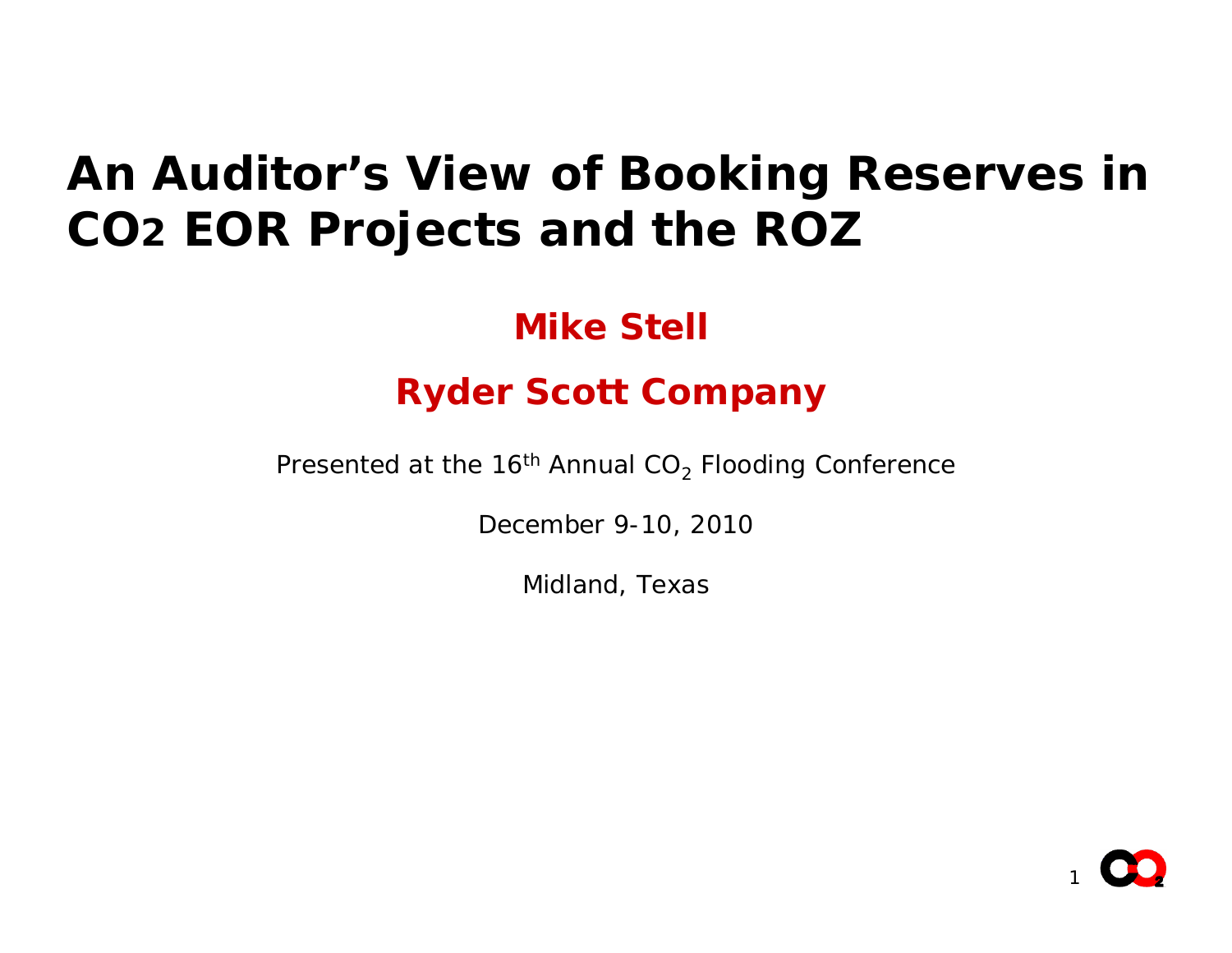# An Auditor's View of Booking Reserves in $CO_2$ EOR Projects and the ROZ

**Mike Stell**

**Ryder Scott Company**

Presented at the 16th Annual $CO_2$ Flooding Conference

December 9-10, 2010

Midland, Texas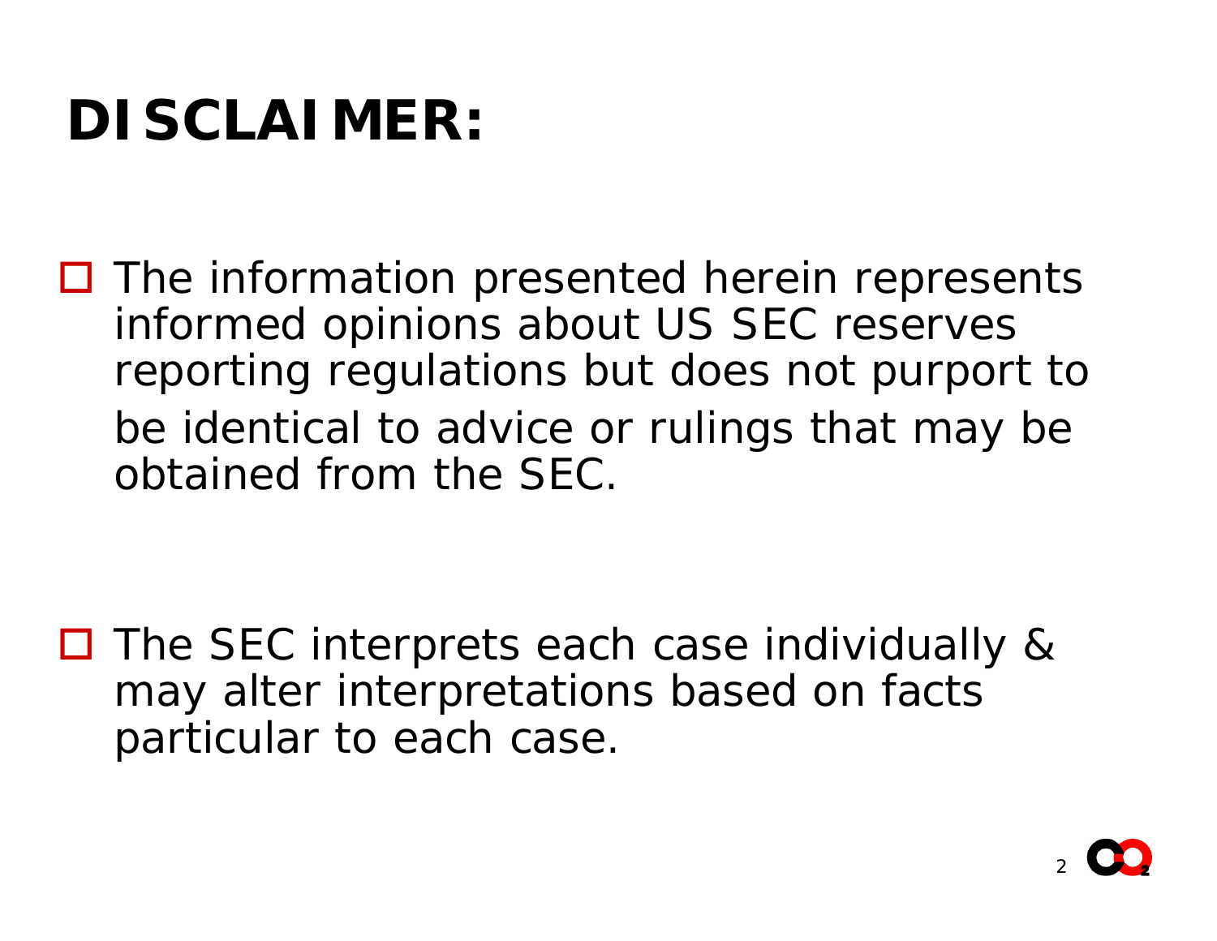# DISCLAIMER:

- The information presented herein represents informed opinions about US SEC reserves reporting regulations but does not purport to be identical to advice or rulings that may be obtained from the SEC.

- The SEC interprets each case individually & may alter interpretations based on facts particular to each case.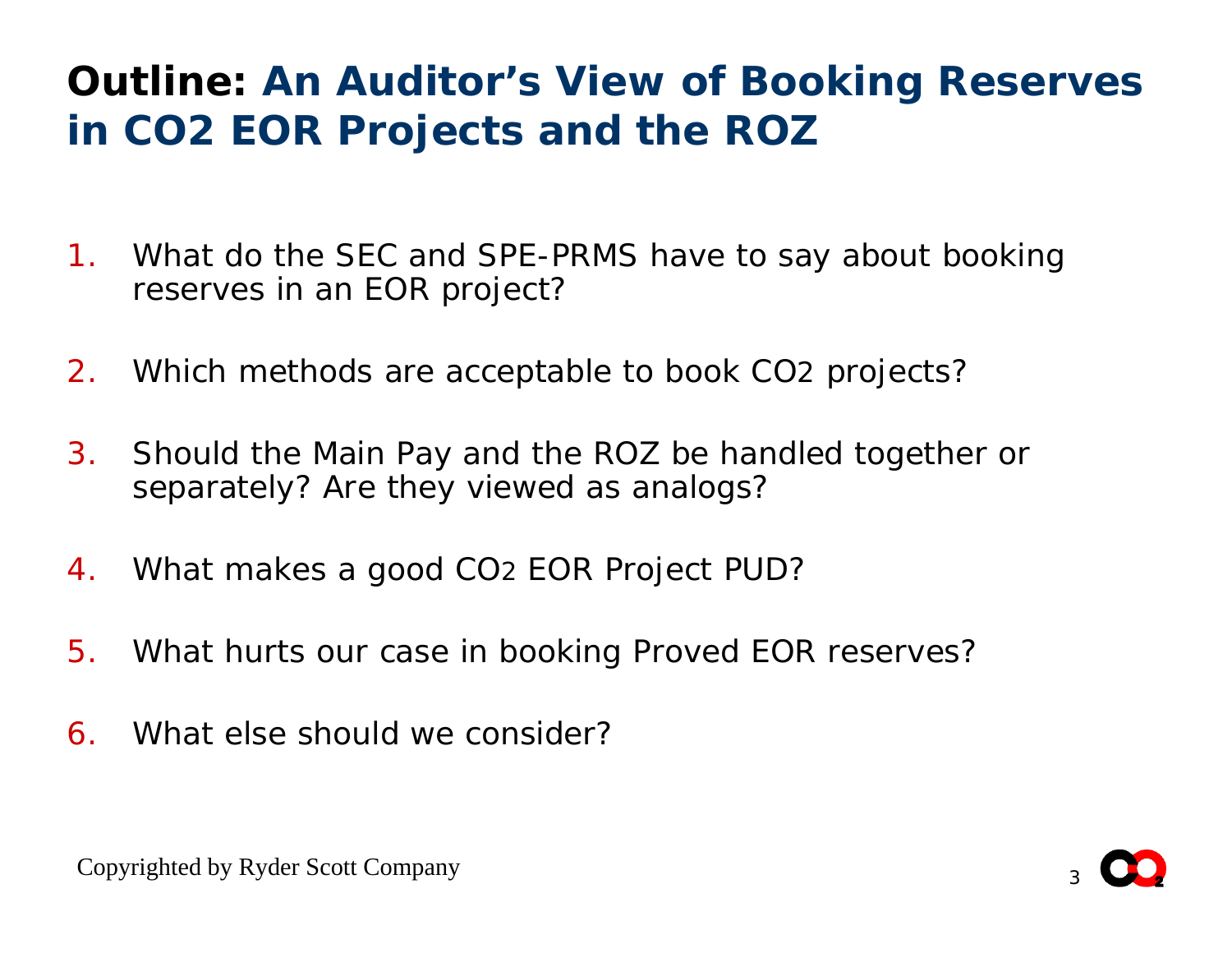# Outline: An Auditor's View of Booking Reserves in CO2 EOR Projects and the ROZ

1. What do the SEC and SPE-PRMS have to say about booking reserves in an EOR project?
2. Which methods are acceptable to book $CO_2$ projects?
3. Should the Main Pay and the ROZ be handled together or separately? Are they viewed as analogs?
4. What makes a good $CO_2$ EOR Project PUD?
5. What hurts our case in booking Proved EOR reserves?
6. What else should we consider?

Copyrighted by Ryder Scott Company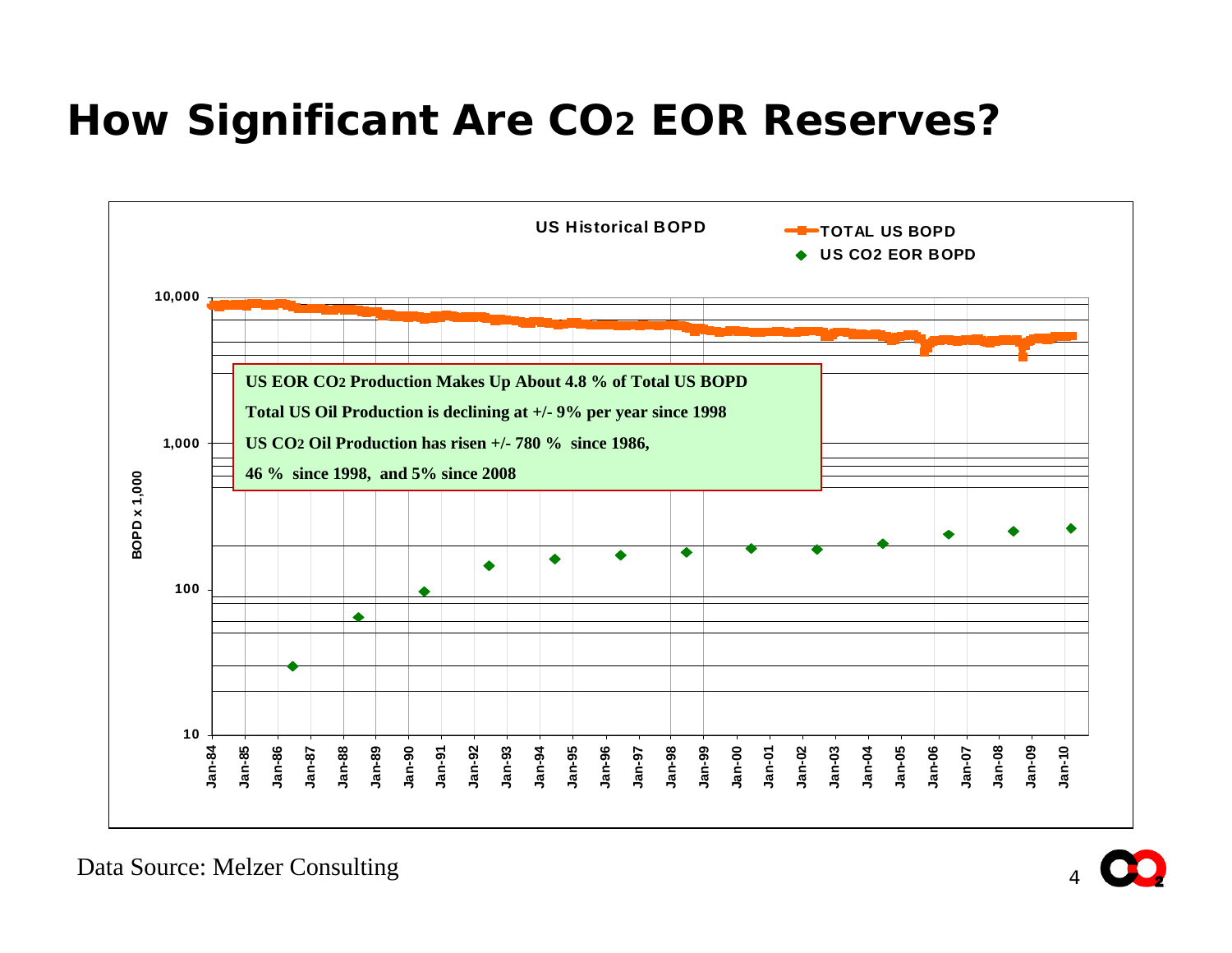# How Significant Are $CO_2$ EOR Reserves?

**US Historical BOPD**

- TOTAL US BOPD
- US CO2 EOR BOPD

**US EOR $CO_2$ Production Makes Up About 4.8 % of Total US BOPD**

**Total US Oil Production is declining at +/- 9% per year since 1998**

**US $CO_2$ Oil Production has risen +/- 780 % since 1986,**

**46 % since 1998, and 5% since 2008**

BOPD x 1,000

Data Source: Melzer Consulting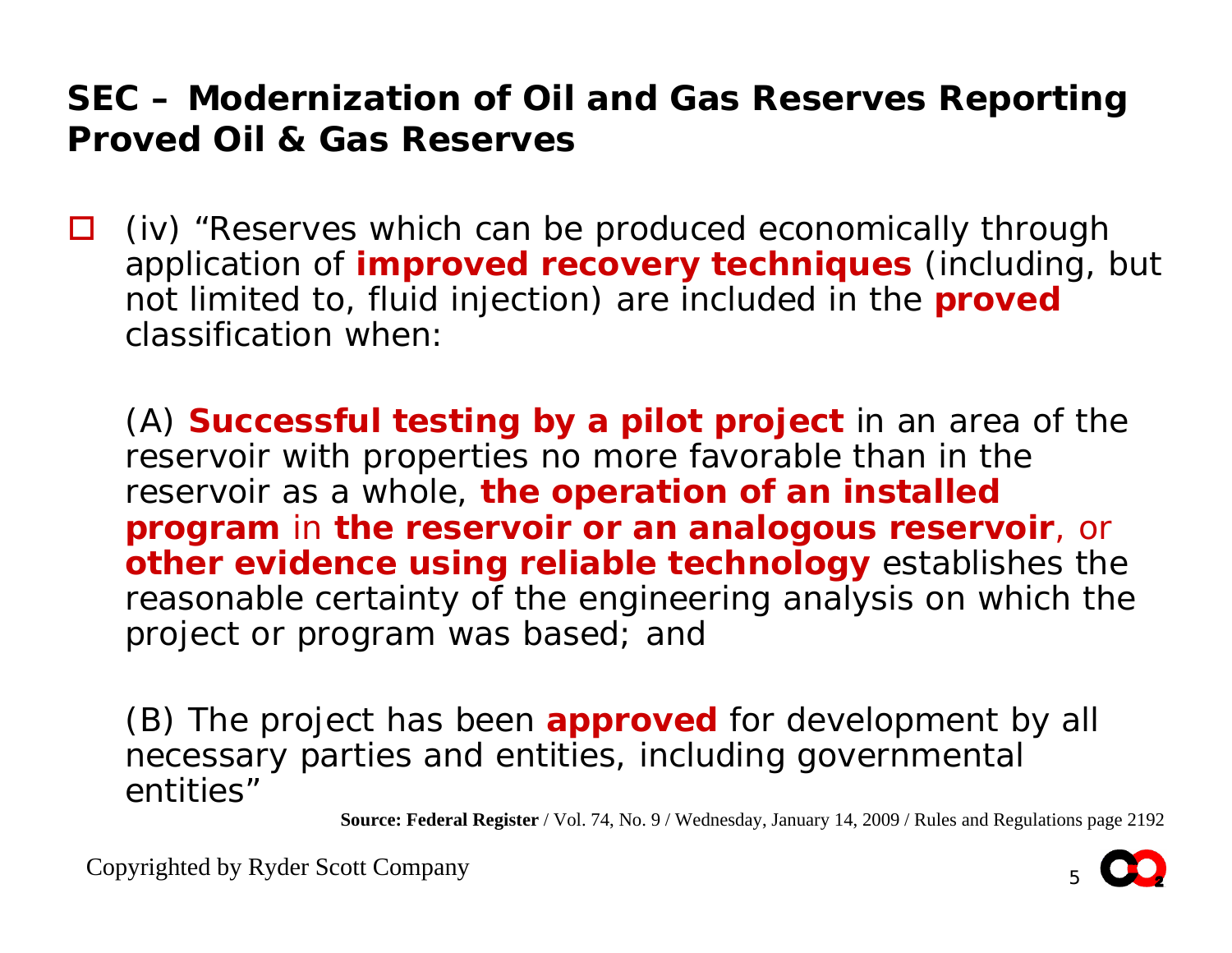## SEC – Modernization of Oil and Gas Reserves Reporting Proved Oil & Gas Reserves

- (iv) "Reserves which can be produced economically through application of **improved recovery techniques** (including, but not limited to, fluid injection) are included in the **proved** classification when:

  (A) **Successful testing by a pilot project** in an area of the reservoir with properties no more favorable than in the reservoir as a whole, **the operation of an installed program** in **the reservoir or an analogous reservoir**, or **other evidence using reliable technology** establishes the reasonable certainty of the engineering analysis on which the project or program was based; and

  (B) The project has been **approved** for development by all necessary parties and entities, including governmental entities"

**Source: Federal Register** / Vol. 74, No. 9 / Wednesday, January 14, 2009 / Rules and Regulations page 2192

Copyrighted by Ryder Scott Company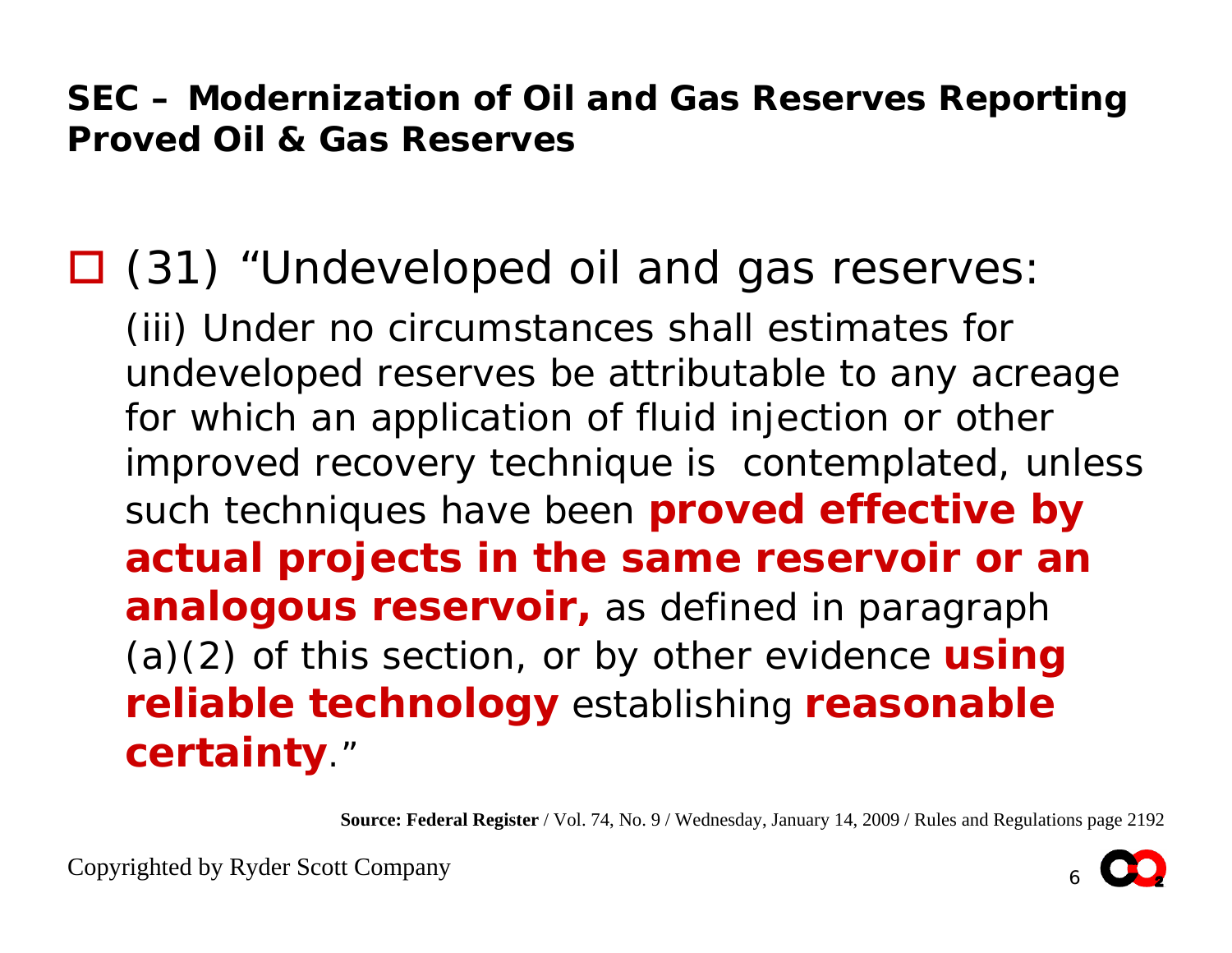## SEC – Modernization of Oil and Gas Reserves Reporting
## Proved Oil & Gas Reserves

- (31) "Undeveloped oil and gas reserves:

  (iii) Under no circumstances shall estimates for undeveloped reserves be attributable to any acreage for which an application of fluid injection or other improved recovery technique is contemplated, unless such techniques have been **proved effective by actual projects in the same reservoir or an analogous reservoir,** as defined in paragraph (a)(2) of this section, or by other evidence **using reliable technology** establishing **reasonable certainty**."

**Source: Federal Register** / Vol. 74, No. 9 / Wednesday, January 14, 2009 / Rules and Regulations page 2192

Copyrighted by Ryder Scott Company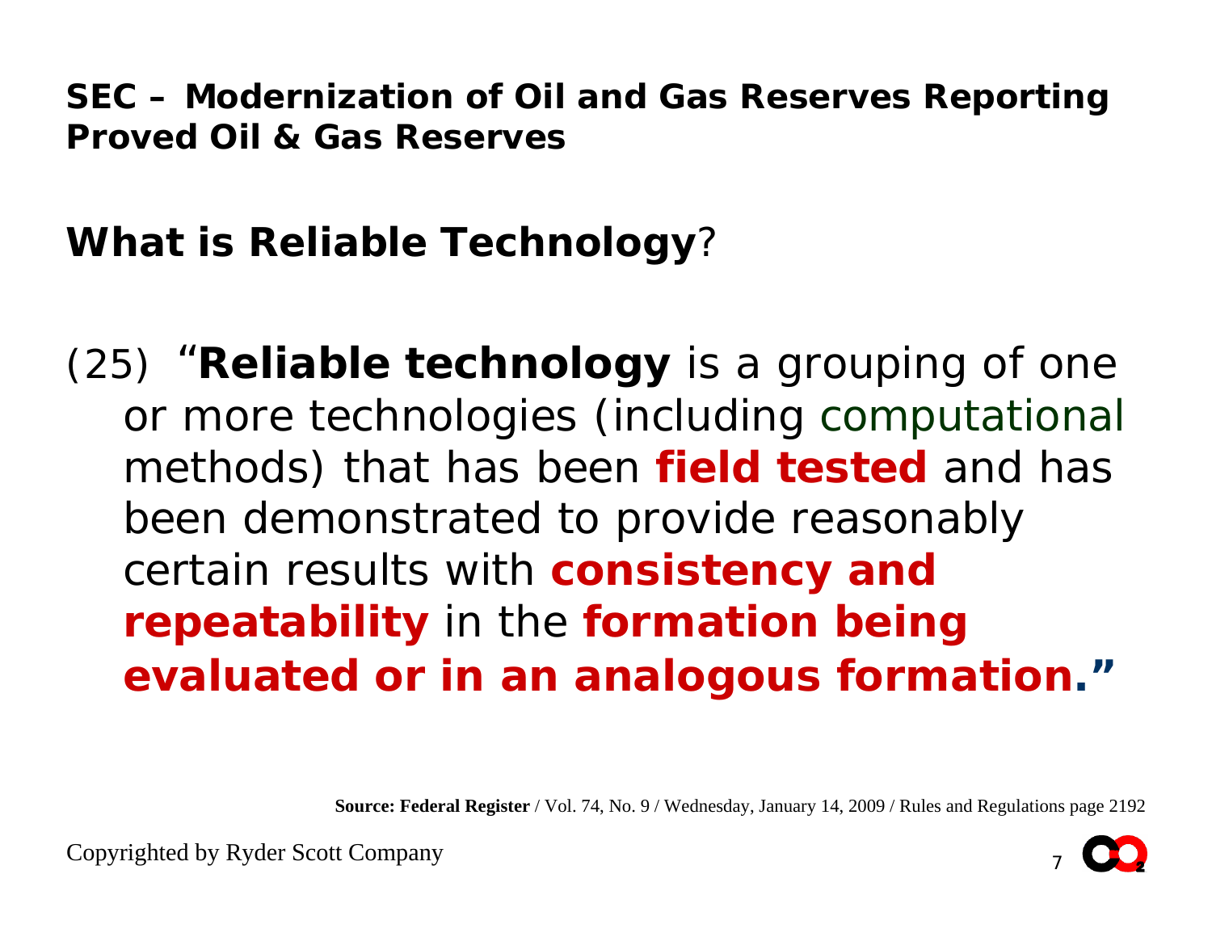## SEC – Modernization of Oil and Gas Reserves Reporting
## Proved Oil & Gas Reserves

### What is Reliable Technology?

(25) "**Reliable technology** is a grouping of one or more technologies (including computational methods) that has been **field tested** and has been demonstrated to provide reasonably certain results with **consistency and repeatability** in the **formation being evaluated or in an analogous formation.**"

**Source: Federal Register** / Vol. 74, No. 9 / Wednesday, January 14, 2009 / Rules and Regulations page 2192

Copyrighted by Ryder Scott Company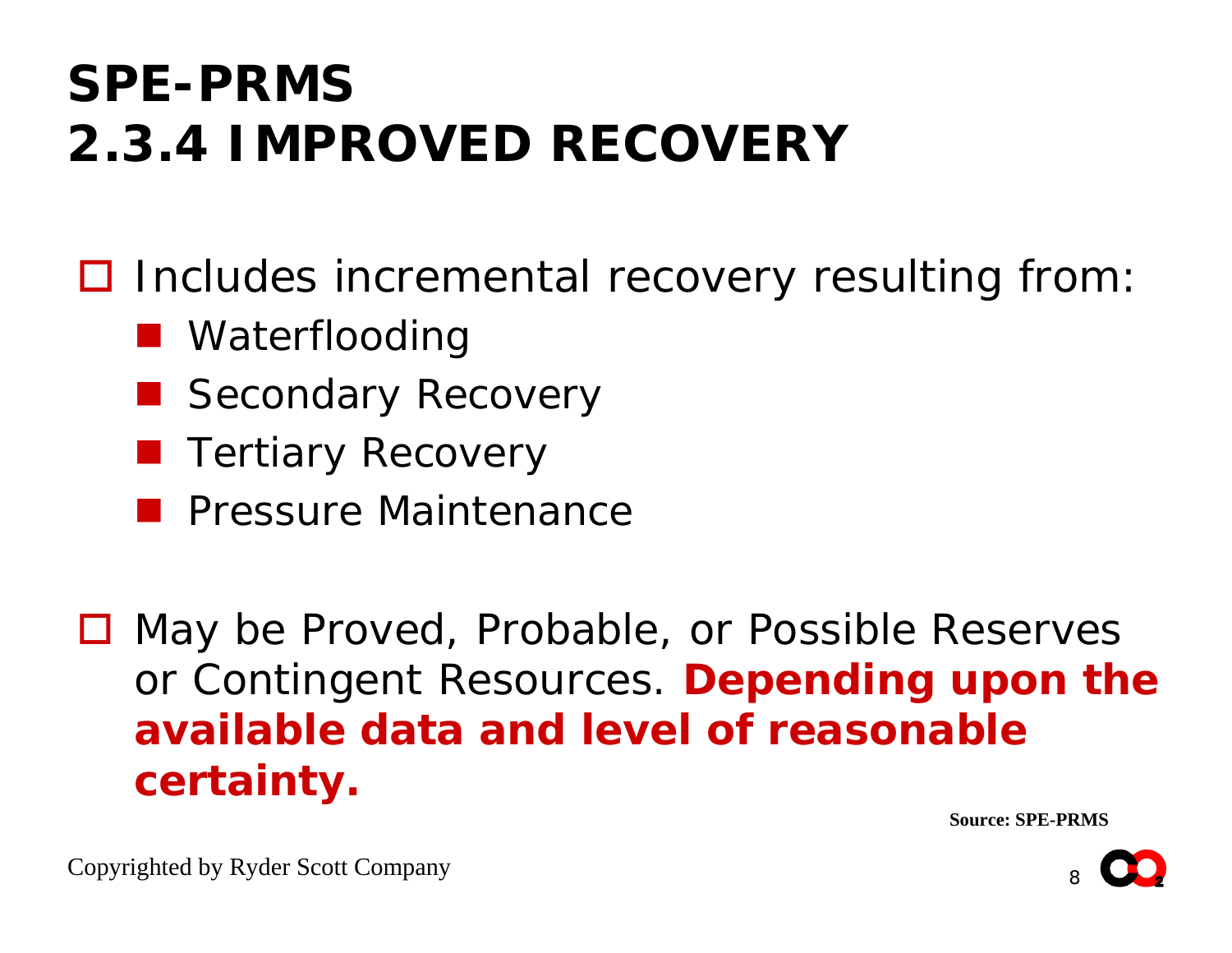# SPE-PRMS
# 2.3.4 IMPROVED RECOVERY

- Includes incremental recovery resulting from:
  - Waterflooding
  - Secondary Recovery
  - Tertiary Recovery
  - Pressure Maintenance

- May be Proved, Probable, or Possible Reserves or Contingent Resources. **Depending upon the available data and level of reasonable certainty.**

**Source: SPE-PRMS**

Copyrighted by Ryder Scott Company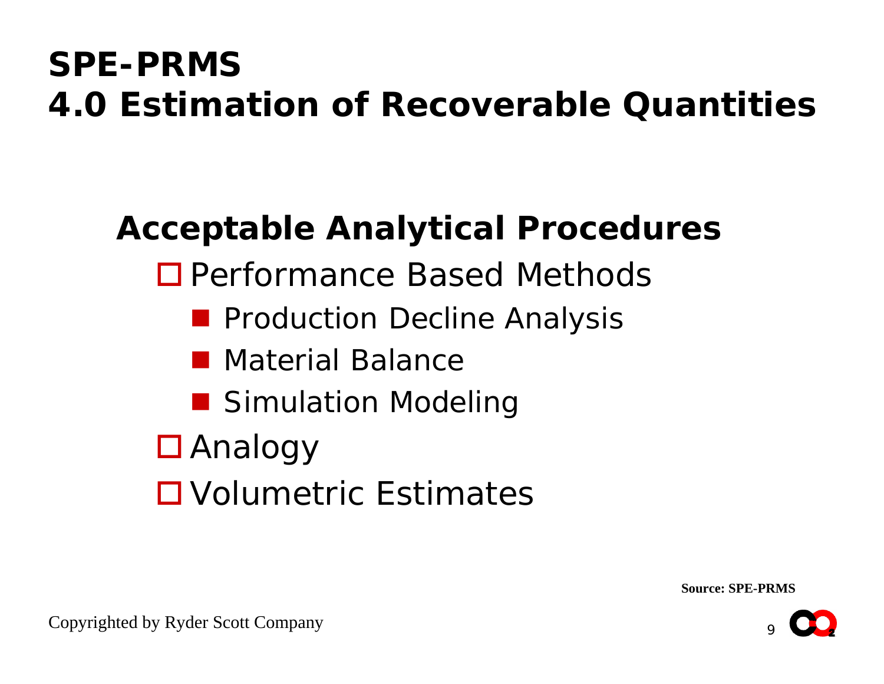# SPE-PRMS
# 4.0 Estimation of Recoverable Quantities

## Acceptable Analytical Procedures

- Performance Based Methods
  - Production Decline Analysis
  - Material Balance
  - Simulation Modeling
- Analogy
- Volumetric Estimates

**Source: SPE-PRMS**

Copyrighted by Ryder Scott Company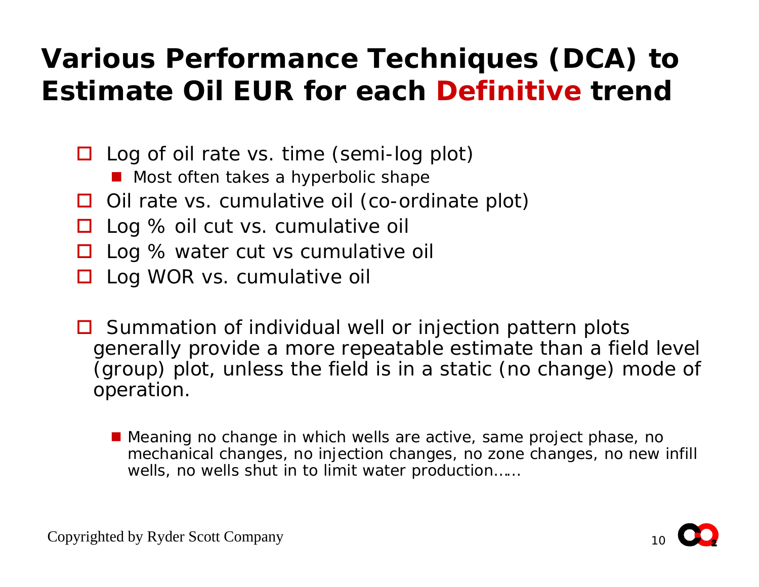# Various Performance Techniques (DCA) to Estimate Oil EUR for each Definitive trend

- Log of oil rate vs. time (semi-log plot)
  - Most often takes a hyperbolic shape
- Oil rate vs. cumulative oil (co-ordinate plot)
- Log % oil cut vs. cumulative oil
- Log % water cut vs cumulative oil
- Log WOR vs. cumulative oil

- Summation of individual well or injection pattern plots generally provide a more repeatable estimate than a field level (group) plot, unless the field is in a static (no change) mode of operation.
  - Meaning no change in which wells are active, same project phase, no mechanical changes, no injection changes, no zone changes, no new infill wells, no wells shut in to limit water production……

Copyrighted by Ryder Scott Company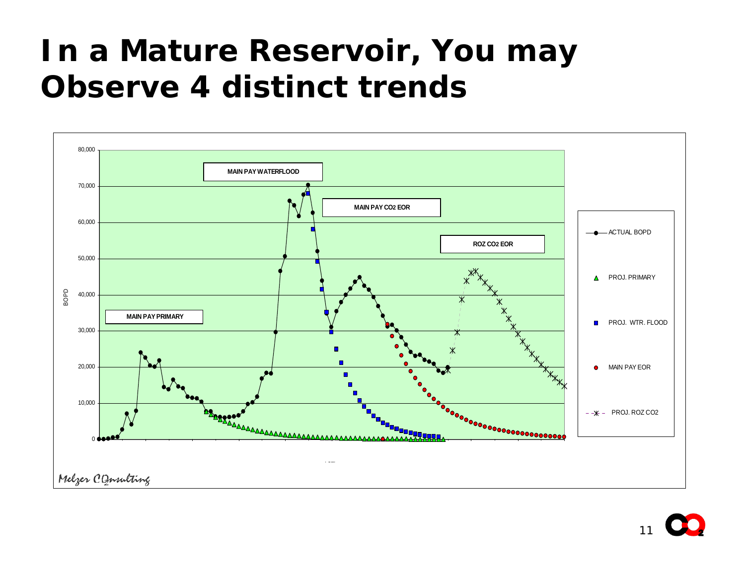# In a Mature Reservoir, You may Observe 4 distinct trends

MAIN PAY PRIMARY

MAIN PAY WATERFLOOD

MAIN PAY $CO_2$ EOR

ROZ $CO_2$ EOR

BOPD

0, 10,000, 20,000, 30,000, 40,000, 50,000, 60,000, 70,000, 80,000

- ACTUAL BOPD
- PROJ. PRIMARY
- PROJ. WTR. FLOOD
- MAIN PAY EOR
- PROJ. ROZ CO2

Melzer $CO_2$nsulting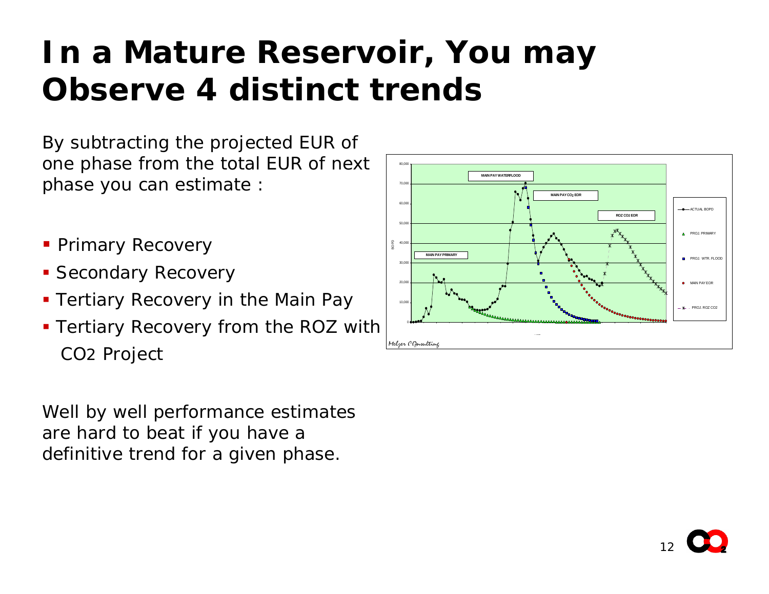# In a Mature Reservoir, You may Observe 4 distinct trends

By subtracting the projected EUR of one phase from the total EUR of next phase you can estimate :

- Primary Recovery
- Secondary Recovery
- Tertiary Recovery in the Main Pay
- Tertiary Recovery from the ROZ with $CO_2$ Project

Well by well performance estimates are hard to beat if you have a definitive trend for a given phase.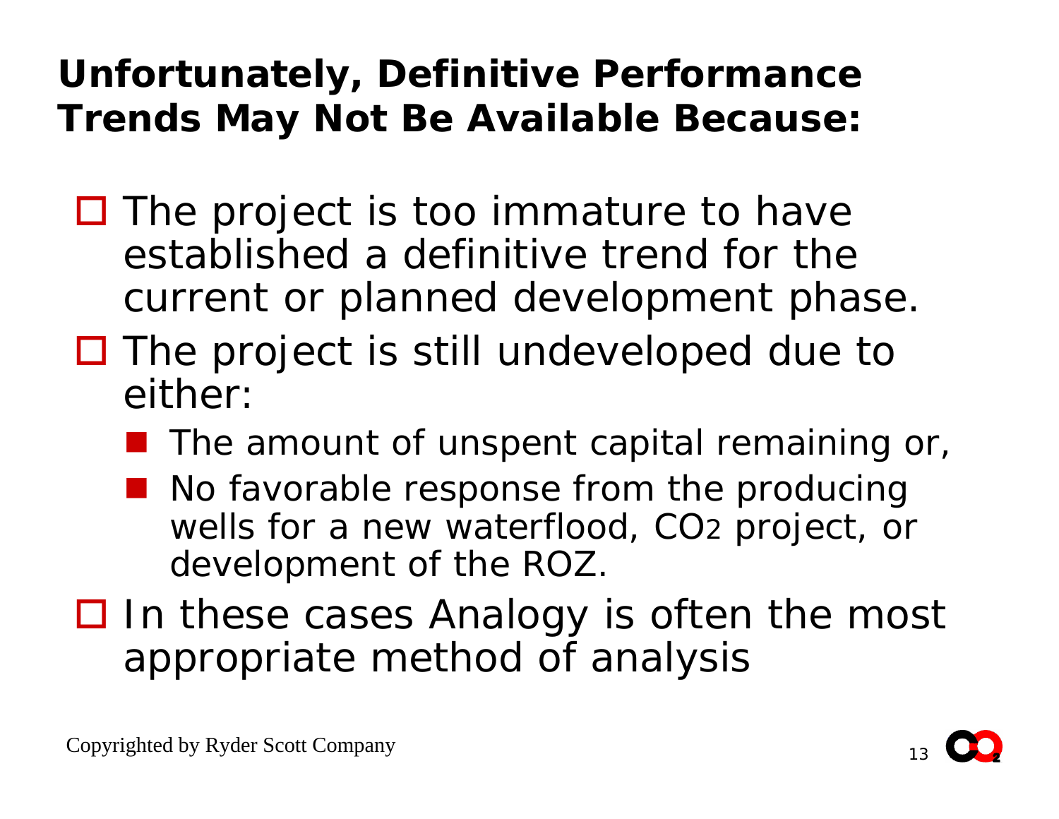# Unfortunately, Definitive Performance Trends May Not Be Available Because:

- The project is too immature to have established a definitive trend for the current or planned development phase.
- The project is still undeveloped due to either:
  - The amount of unspent capital remaining or,
  - No favorable response from the producing wells for a new waterflood, $CO_2$ project, or development of the ROZ.
- In these cases Analogy is often the most appropriate method of analysis

Copyrighted by Ryder Scott Company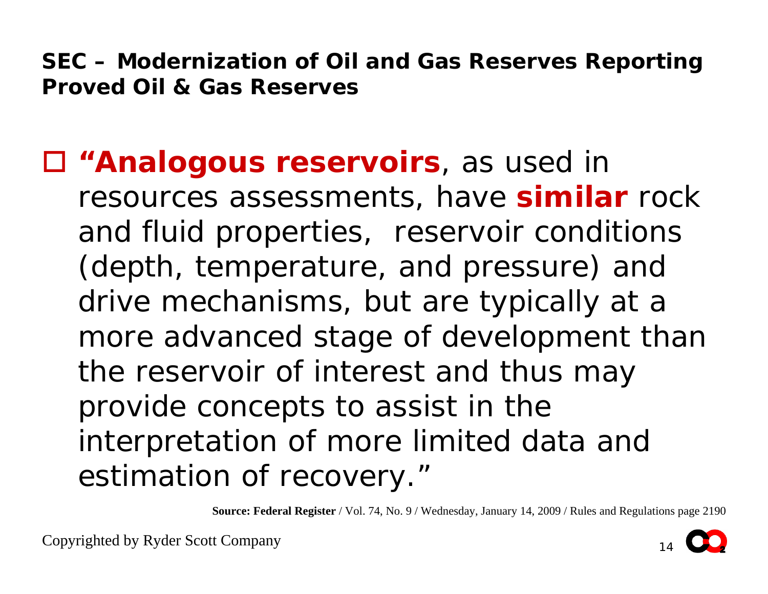## SEC – Modernization of Oil and Gas Reserves Reporting
## Proved Oil & Gas Reserves

- **"Analogous reservoirs**, as used in resources assessments, have **similar** rock and fluid properties, reservoir conditions (depth, temperature, and pressure) and drive mechanisms, but are typically at a more advanced stage of development than the reservoir of interest and thus may provide concepts to assist in the interpretation of more limited data and estimation of recovery."

**Source: Federal Register** / Vol. 74, No. 9 / Wednesday, January 14, 2009 / Rules and Regulations page 2190

Copyrighted by Ryder Scott Company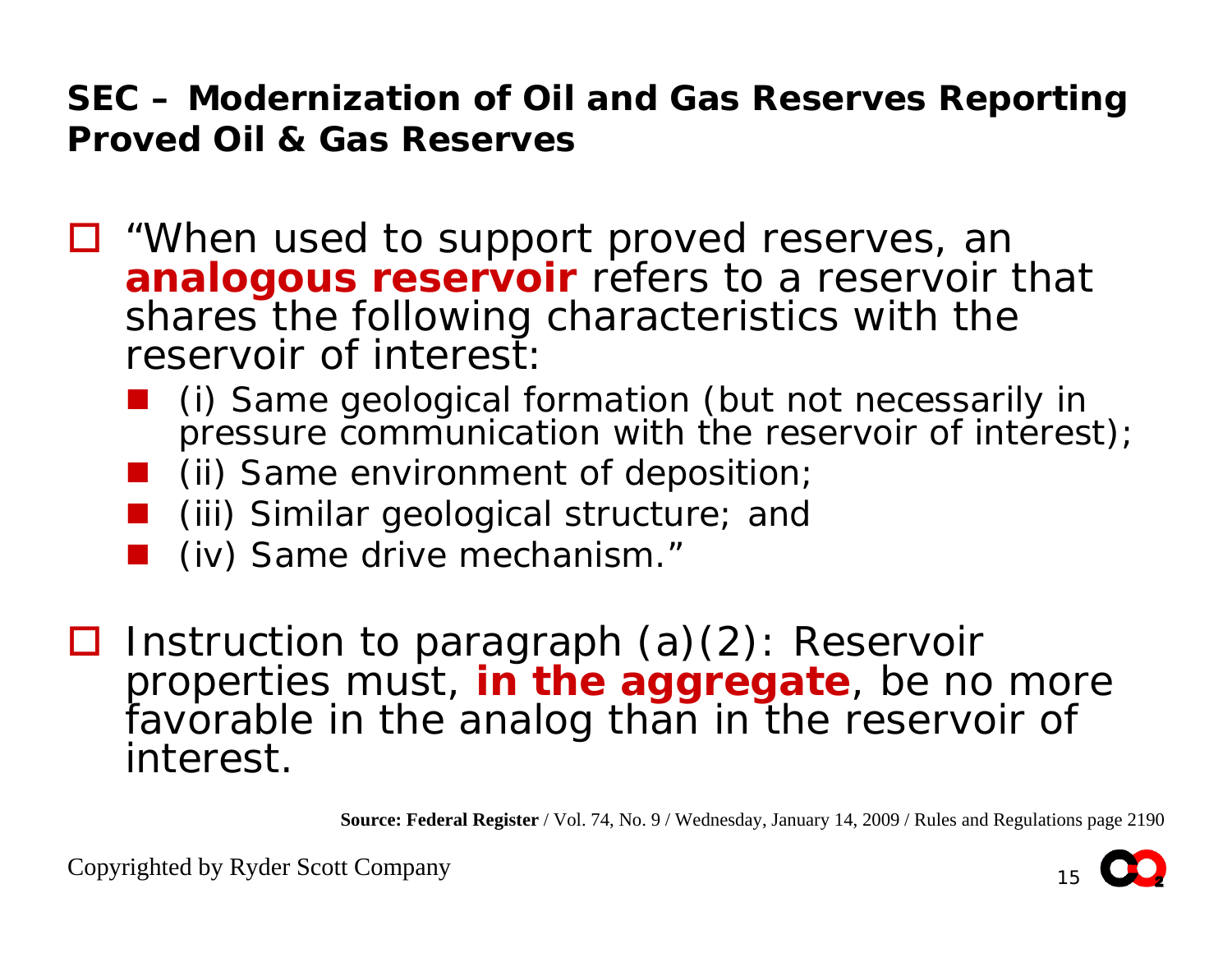## SEC – Modernization of Oil and Gas Reserves Reporting
## Proved Oil & Gas Reserves

- "When used to support proved reserves, an **analogous reservoir** refers to a reservoir that shares the following characteristics with the reservoir of interest:
  - (i) Same geological formation (but not necessarily in pressure communication with the reservoir of interest);
  - (ii) Same environment of deposition;
  - (iii) Similar geological structure; and
  - (iv) Same drive mechanism."
- Instruction to paragraph (a)(2): Reservoir properties must, **in the aggregate**, be no more favorable in the analog than in the reservoir of interest.

**Source: Federal Register** / Vol. 74, No. 9 / Wednesday, January 14, 2009 / Rules and Regulations page 2190

Copyrighted by Ryder Scott Company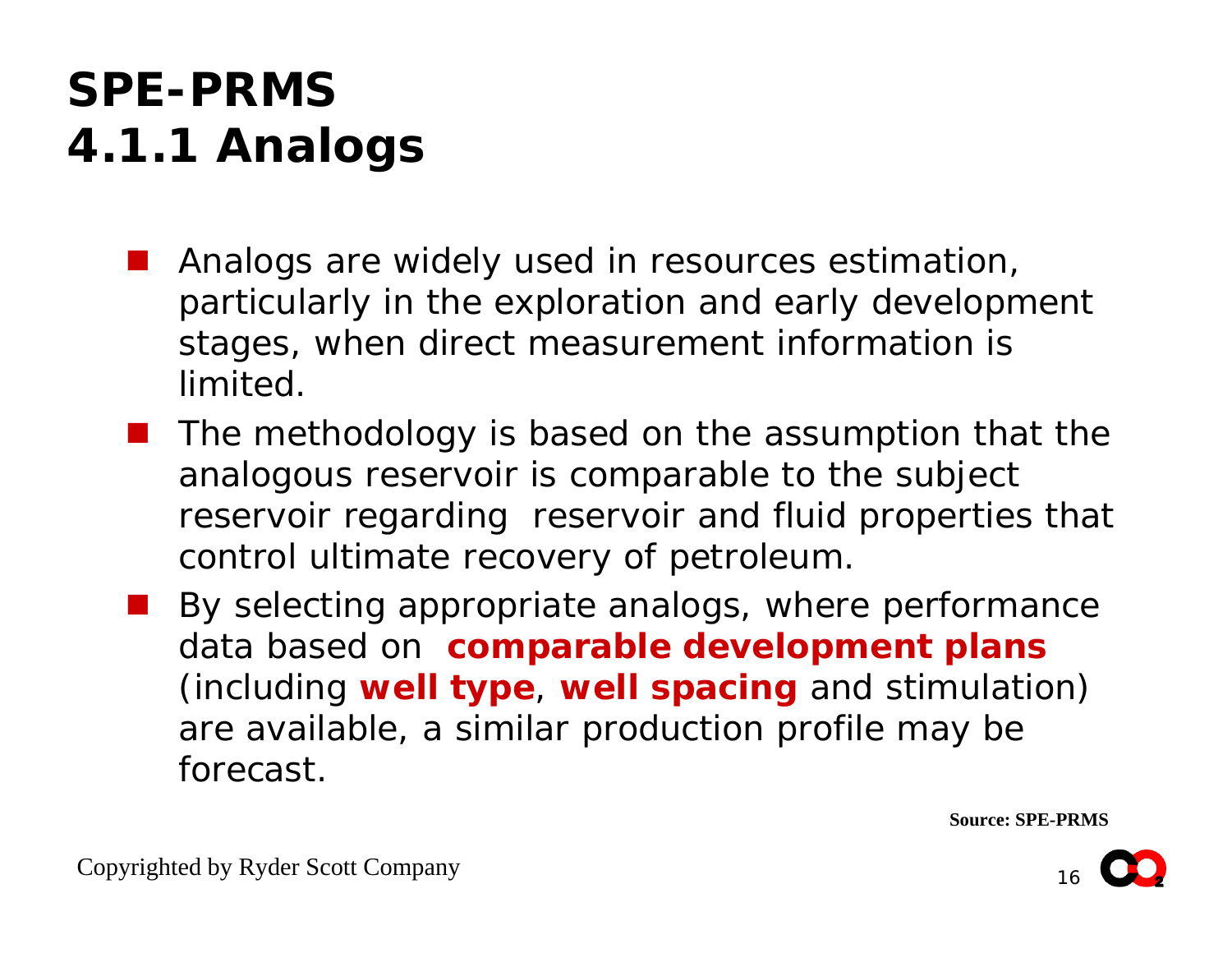# SPE-PRMS
# 4.1.1 Analogs

- Analogs are widely used in resources estimation, particularly in the exploration and early development stages, when direct measurement information is limited.
- The methodology is based on the assumption that the analogous reservoir is comparable to the subject reservoir regarding reservoir and fluid properties that control ultimate recovery of petroleum.
- By selecting appropriate analogs, where performance data based on **comparable development plans** (including **well type**, **well spacing** and stimulation) are available, a similar production profile may be forecast.

**Source: SPE-PRMS**

Copyrighted by Ryder Scott Company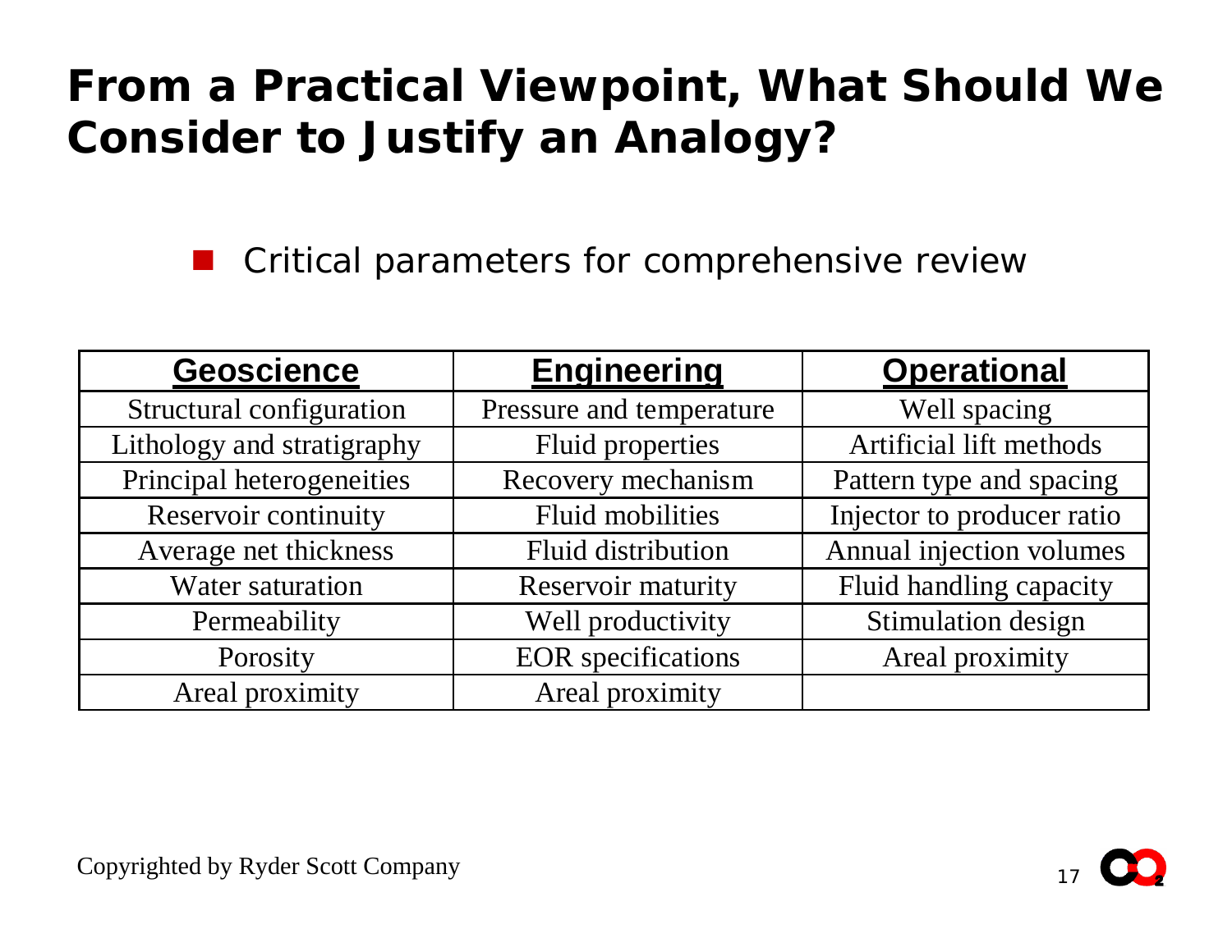# From a Practical Viewpoint, What Should We Consider to Justify an Analogy?

- Critical parameters for comprehensive review

| Geoscience | Engineering | Operational |
|---|---|---|
| Structural configuration | Pressure and temperature | Well spacing |
| Lithology and stratigraphy | Fluid properties | Artificial lift methods |
| Principal heterogeneities | Recovery mechanism | Pattern type and spacing |
| Reservoir continuity | Fluid mobilities | Injector to producer ratio |
| Average net thickness | Fluid distribution | Annual injection volumes |
| Water saturation | Reservoir maturity | Fluid handling capacity |
| Permeability | Well productivity | Stimulation design |
| Porosity | EOR specifications | Areal proximity |
| Areal proximity | Areal proximity | |

Copyrighted by Ryder Scott Company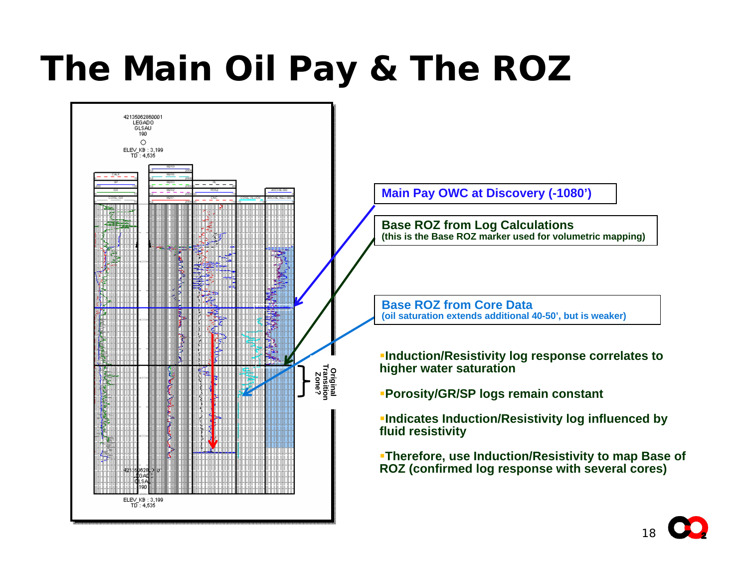# The Main Oil Pay & The ROZ

**Main Pay OWC at Discovery (-1080')**

**Base ROZ from Log Calculations**
**(this is the Base ROZ marker used for volumetric mapping)**

**Base ROZ from Core Data**
**(oil saturation extends additional 40-50', but is weaker)**

**Original Transition Zone?**

- **Induction/Resistivity log response correlates to higher water saturation**
- **Porosity/GR/SP logs remain constant**
- **Indicates Induction/Resistivity log influenced by fluid resistivity**
- **Therefore, use Induction/Resistivity to map Base of ROZ (confirmed log response with several cores)**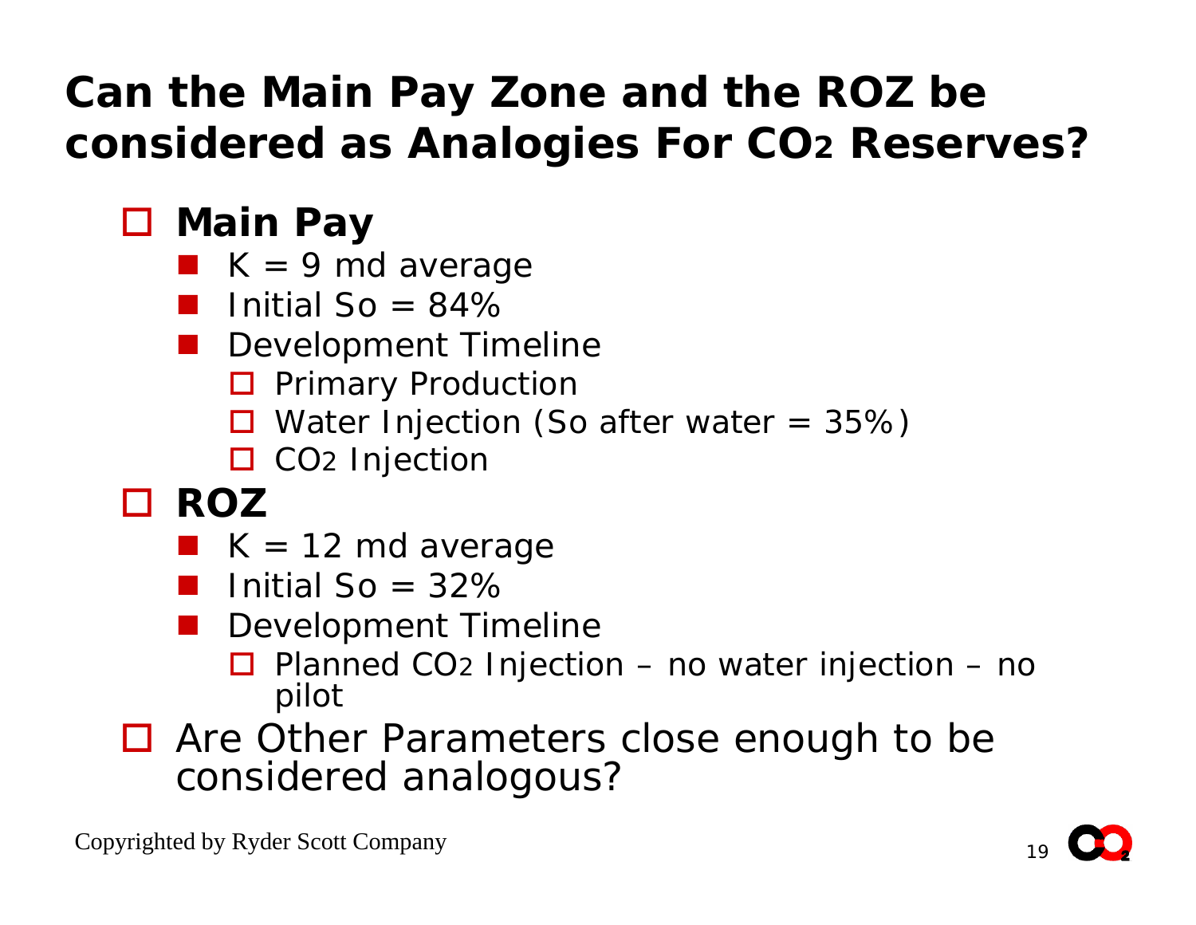# Can the Main Pay Zone and the ROZ be considered as Analogies For $CO_2$ Reserves?

- **Main Pay**
  - K = 9 md average
  - Initial So = 84%
  - Development Timeline
    - Primary Production
    - Water Injection (So after water = 35%)
    - $CO_2$ Injection
- **ROZ**
  - K = 12 md average
  - Initial So = 32%
  - Development Timeline
    - Planned $CO_2$ Injection – no water injection – no pilot
- Are Other Parameters close enough to be considered analogous?

Copyrighted by Ryder Scott Company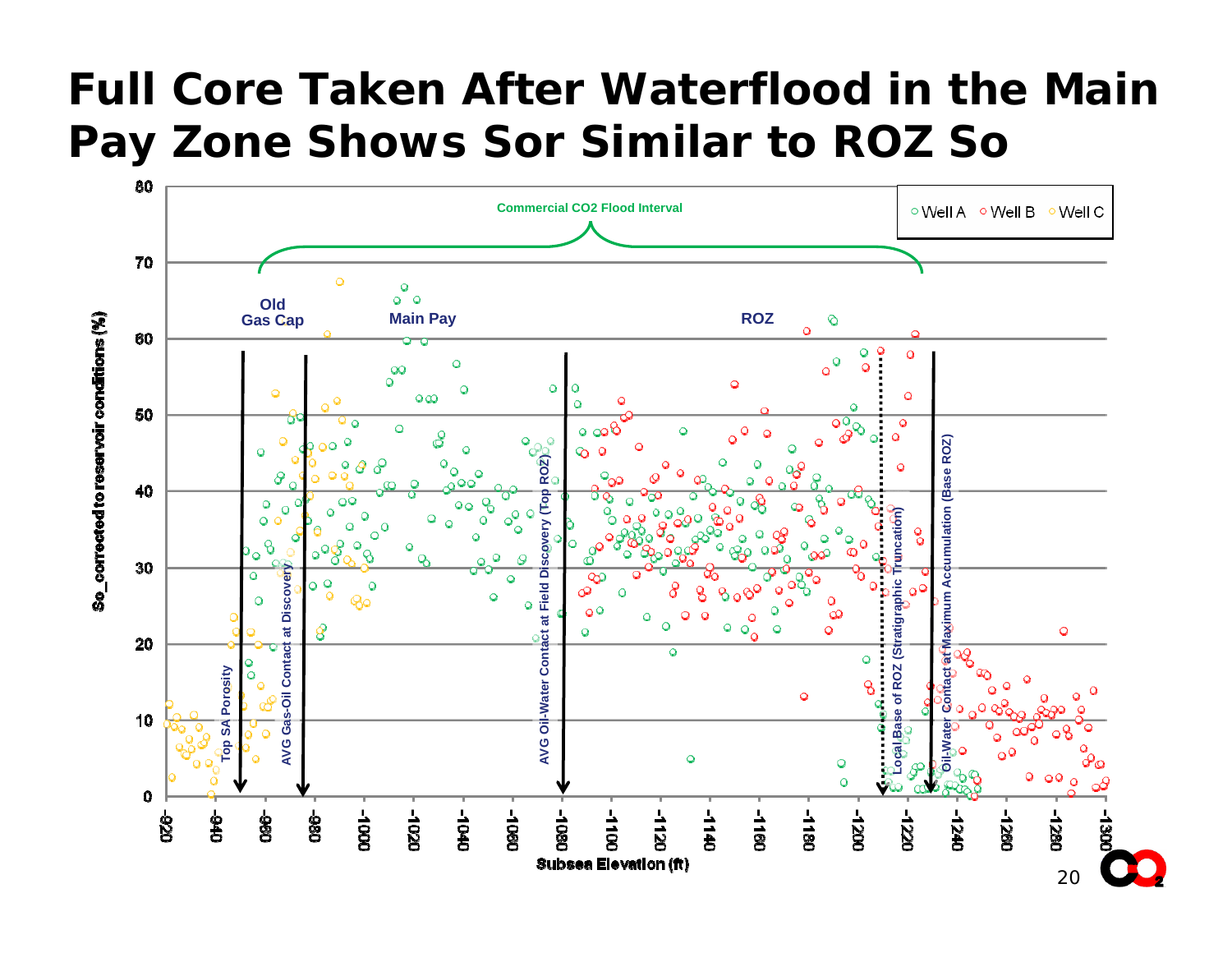# Full Core Taken After Waterflood in the Main Pay Zone Shows Sor Similar to ROZ So

Commercial CO2 Flood Interval

Well A · Well B · Well C

Old Gas Cap

Main Pay

ROZ

Top SA Porosity

AVG Gas-Oil Contact at Discovery

AVG Oil-Water Contact at Field Discovery (Top ROZ)

Local Base of ROZ (Stratigraphic Truncation)

Oil-Water Contact at Maximum Accumulation (Base ROZ)

So_corrected to reservoir conditions (%)

Subsea Elevation (ft)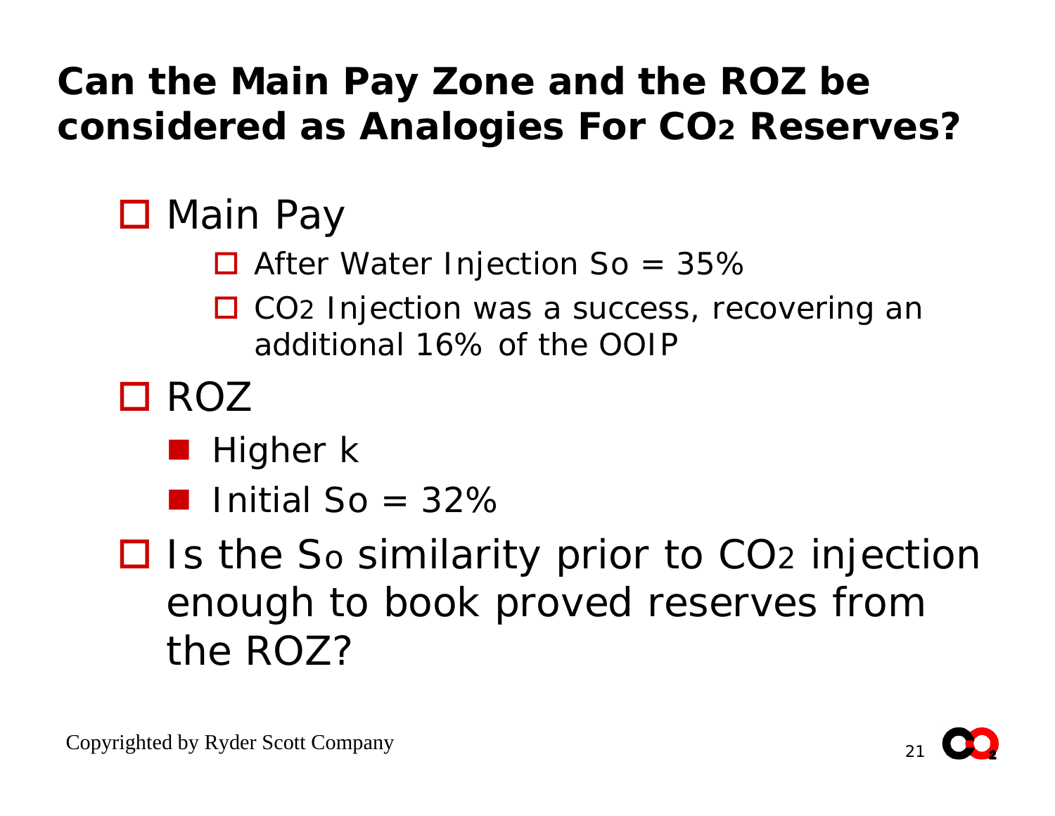# Can the Main Pay Zone and the ROZ be considered as Analogies For $CO_2$ Reserves?

- Main Pay
  - After Water Injection So = 35%
  - $CO_2$ Injection was a success, recovering an additional 16% of the OOIP
- ROZ
  - Higher k
  - Initial So = 32%
- Is the $S_o$ similarity prior to $CO_2$ injection enough to book proved reserves from the ROZ?

Copyrighted by Ryder Scott Company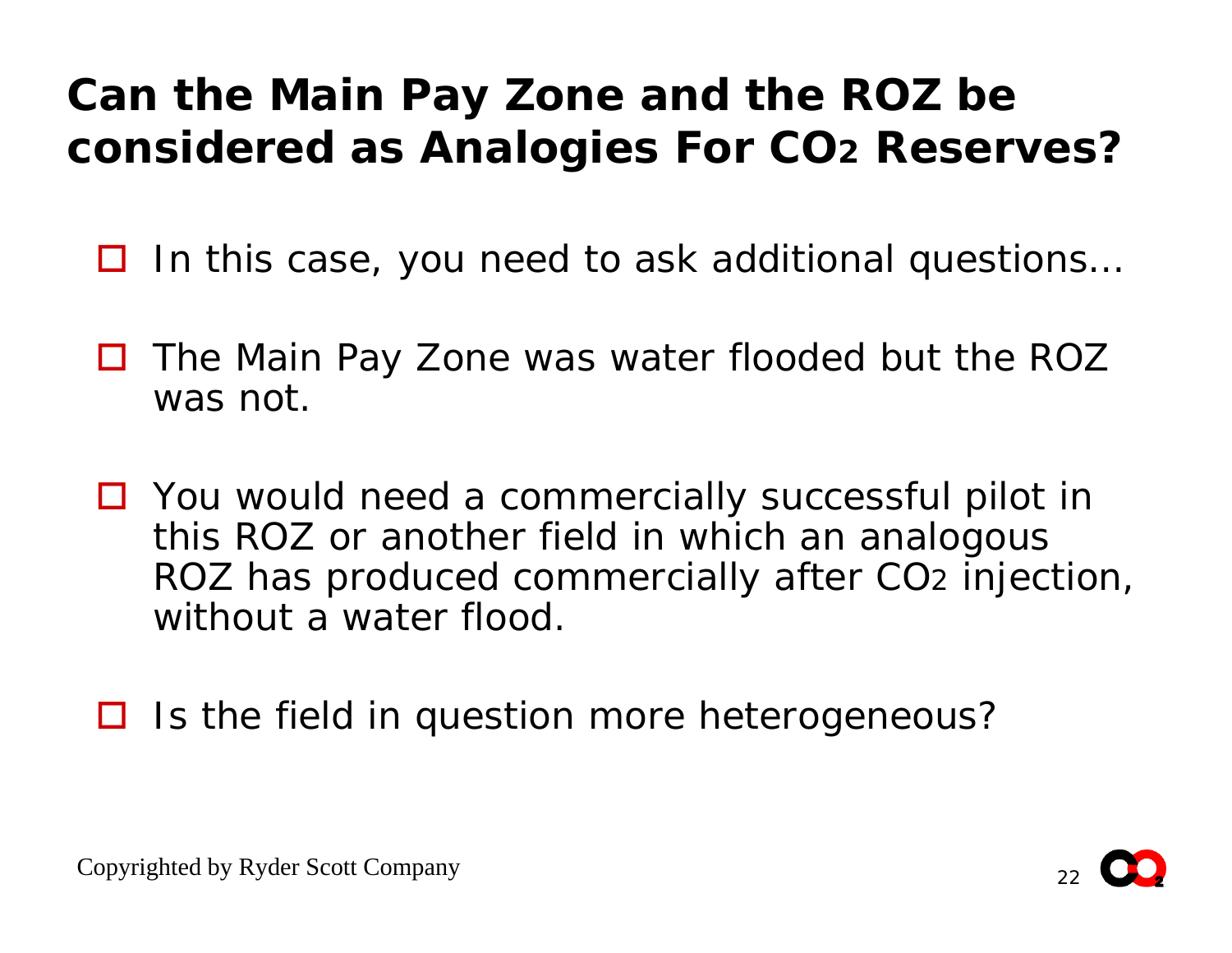# Can the Main Pay Zone and the ROZ be considered as Analogies For $CO_2$ Reserves?

- In this case, you need to ask additional questions…
- The Main Pay Zone was water flooded but the ROZ was not.
- You would need a commercially successful pilot in this ROZ or another field in which an analogous ROZ has produced commercially after $CO_2$ injection, without a water flood.
- Is the field in question more heterogeneous?

Copyrighted by Ryder Scott Company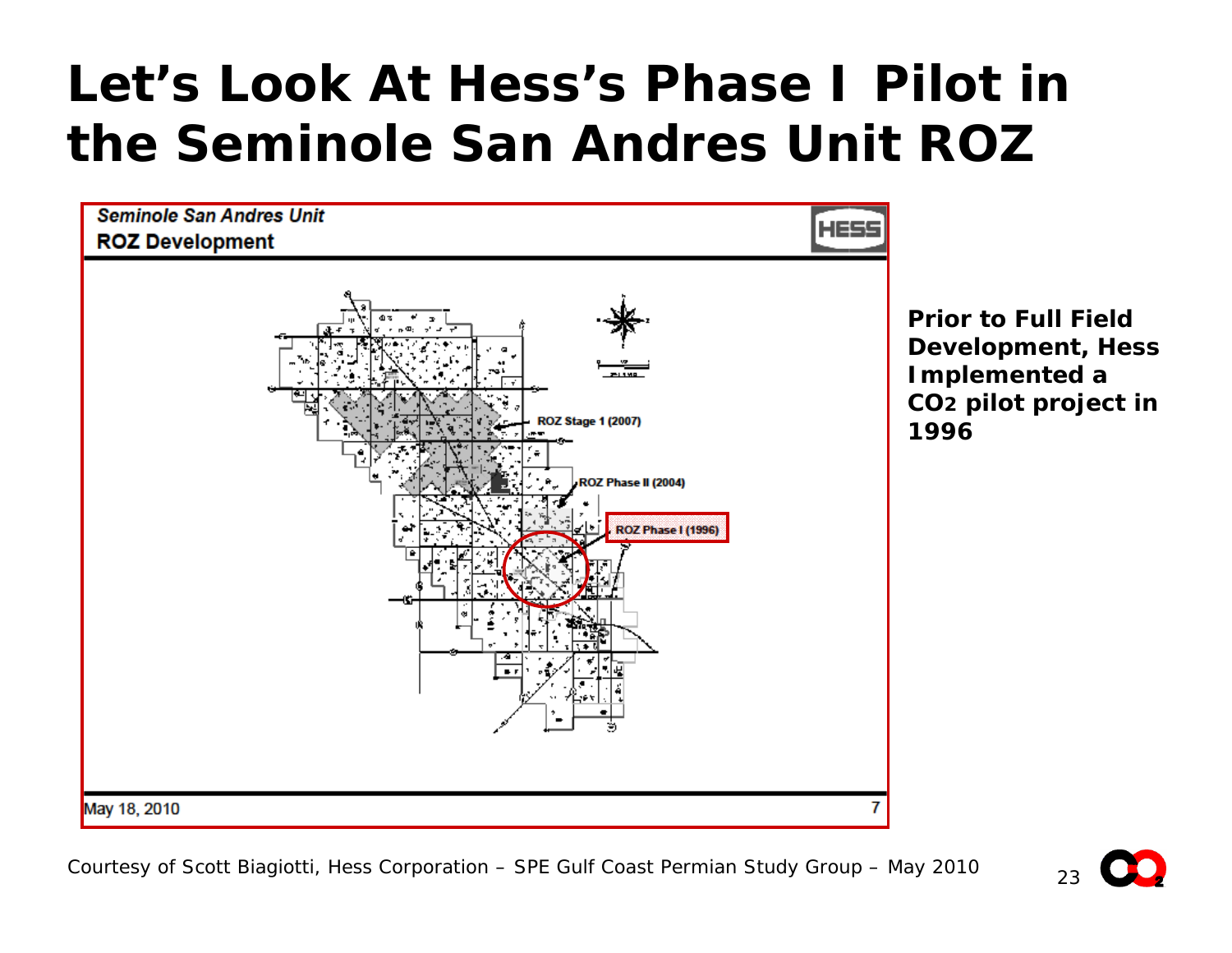# Let's Look At Hess's Phase I Pilot in the Seminole San Andres Unit ROZ

*Seminole San Andres Unit*

**ROZ Development**

HESS

ROZ Stage 1 (2007)

ROZ Phase II (2004)

ROZ Phase I (1996)

May 18, 2010

7

**Prior to Full Field Development, Hess Implemented a $CO_2$ pilot project in 1996**

Courtesy of Scott Biagiotti, Hess Corporation – SPE Gulf Coast Permian Study Group – May 2010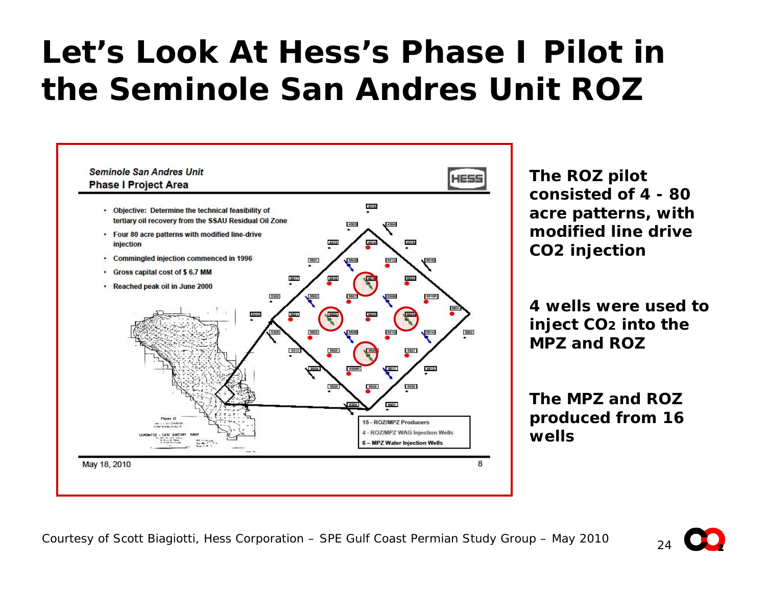# Let's Look At Hess's Phase I Pilot in the Seminole San Andres Unit ROZ

*Seminole San Andres Unit*

**Phase I Project Area**

- Objective: Determine the technical feasibility of tertiary oil recovery from the SSAU Residual Oil Zone
- Four 80 acre patterns with modified line-drive injection
- Commingled injection commenced in 1996
- Gross capital cost of $ 6.7 MM
- Reached peak oil in June 2000

15 - ROZ/MPZ Producers
4 - ROZ/MPZ WAG Injection Wells
6 – MPZ Water Injection Wells

May 18, 2010

**The ROZ pilot consisted of 4 - 80 acre patterns, with modified line drive CO2 injection**

**4 wells were used to inject CO2 into the MPZ and ROZ**

**The MPZ and ROZ produced from 16 wells**

Courtesy of Scott Biagiotti, Hess Corporation – SPE Gulf Coast Permian Study Group – May 2010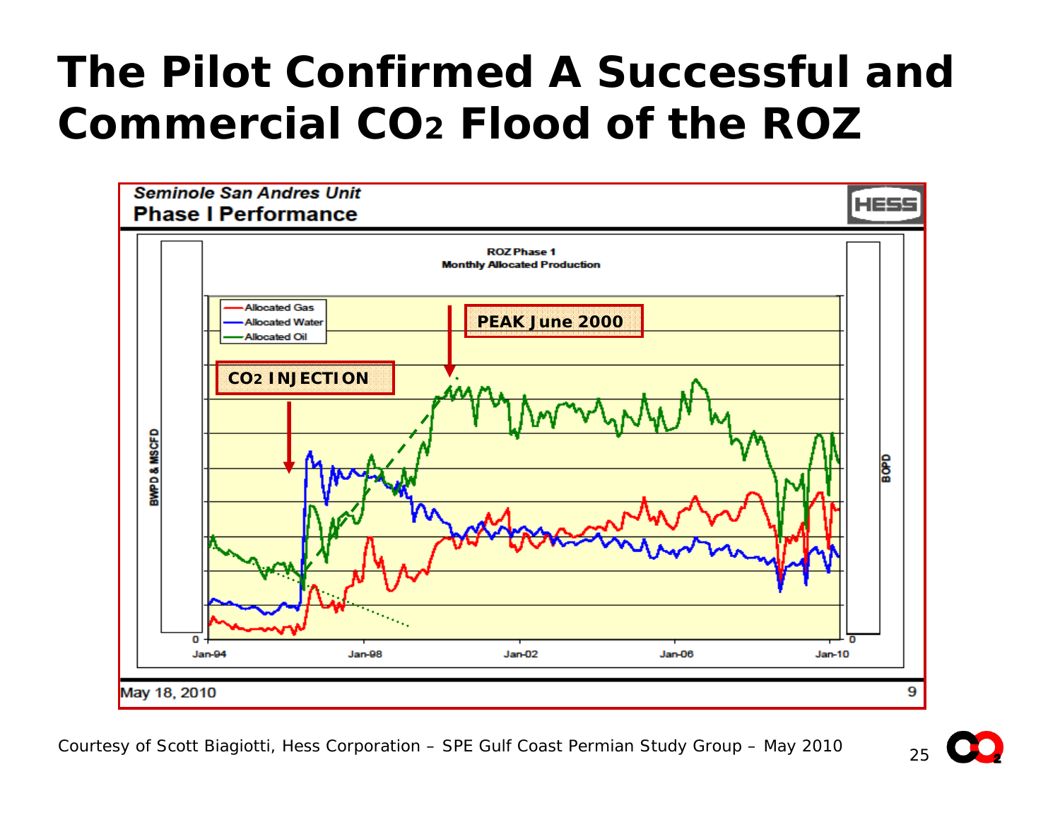# The Pilot Confirmed A Successful and Commercial $CO_2$ Flood of the ROZ

*Seminole San Andres Unit*

**Phase I Performance**

HESS

ROZ Phase 1
Monthly Allocated Production

- Allocated Gas
- Allocated Water
- Allocated Oil

**PEAK June 2000**

**$CO_2$ INJECTION**

BWPD & MSCFD

BOPD

0 — Jan-94 — Jan-98 — Jan-02 — Jan-06 — Jan-10 — 0

May 18, 2010

Courtesy of Scott Biagiotti, Hess Corporation – SPE Gulf Coast Permian Study Group – May 2010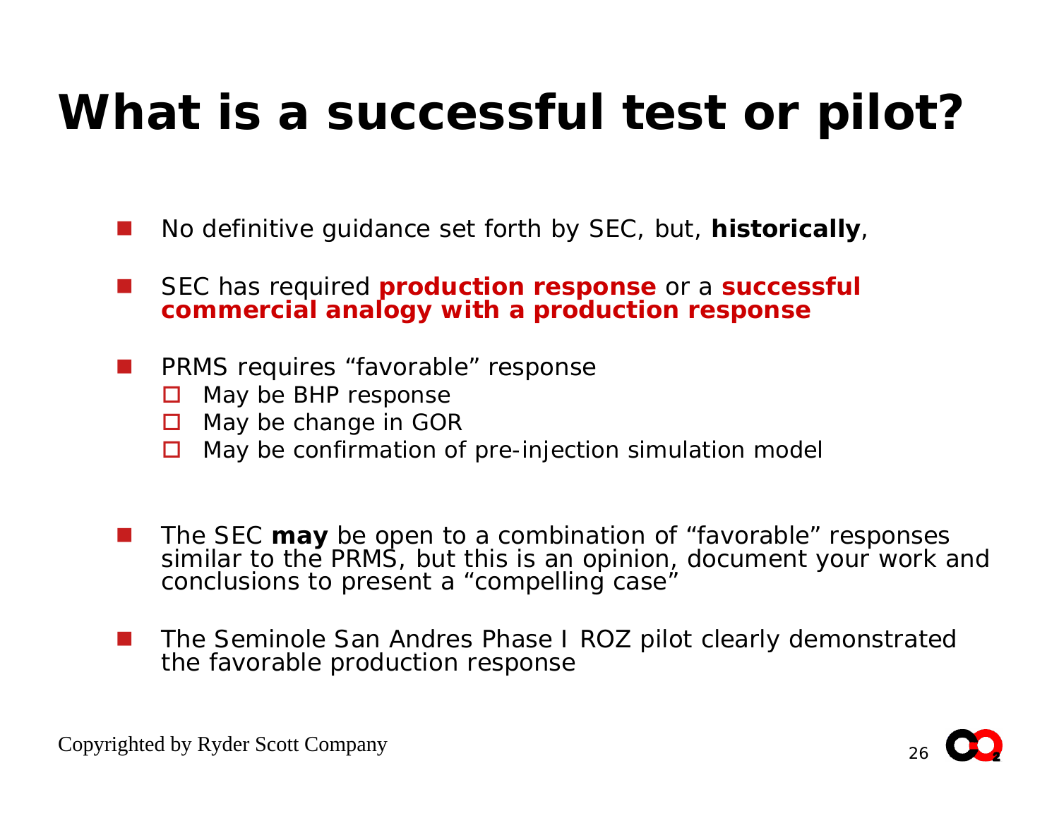# What is a successful test or pilot?

- No definitive guidance set forth by SEC, but, **historically**,
- SEC has required **production response** or a **successful commercial analogy with a production response**
- PRMS requires "favorable" response
  - May be BHP response
  - May be change in GOR
  - May be confirmation of pre-injection simulation model
- The SEC **may** be open to a combination of "favorable" responses similar to the PRMS, but this is an opinion, document your work and conclusions to present a "compelling case"
- The Seminole San Andres Phase I ROZ pilot clearly demonstrated the favorable production response

Copyrighted by Ryder Scott Company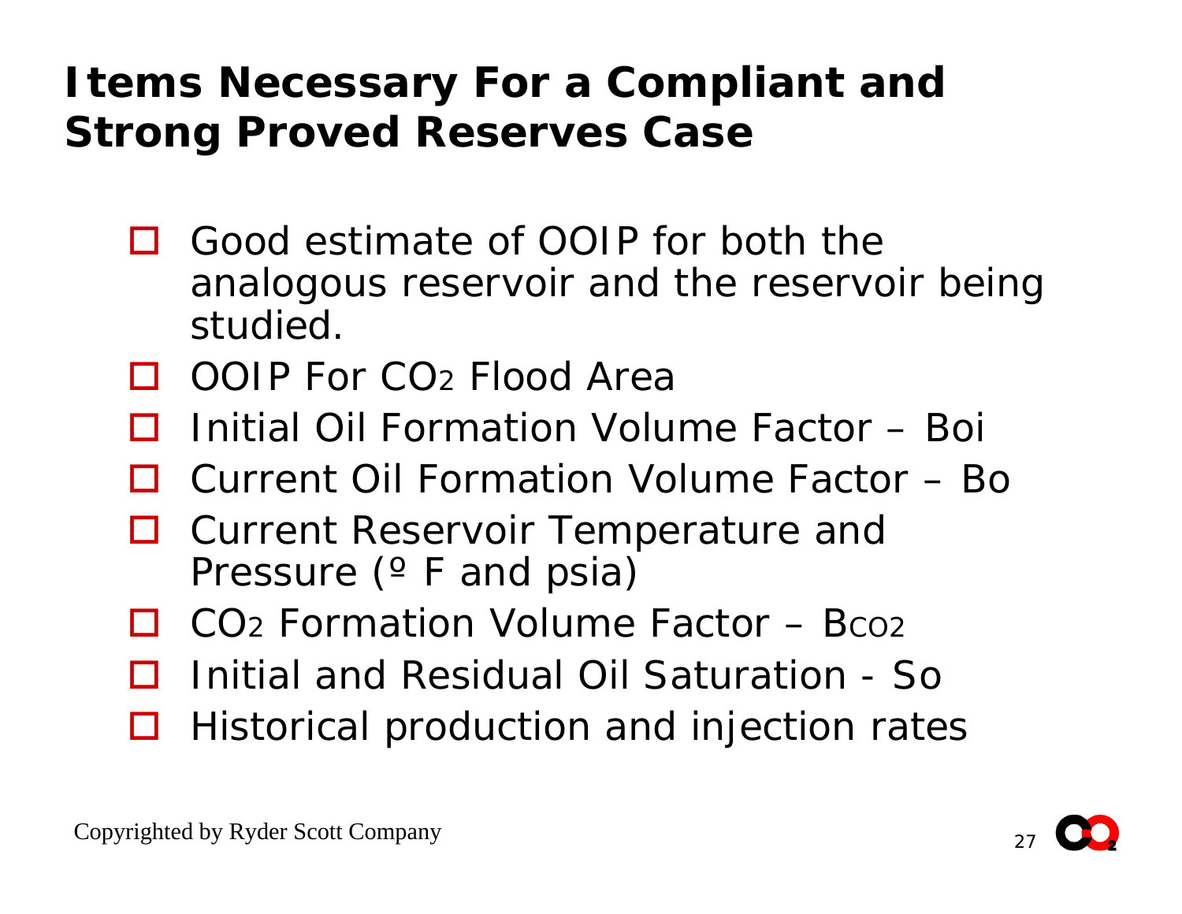# Items Necessary For a Compliant and Strong Proved Reserves Case

- Good estimate of OOIP for both the analogous reservoir and the reservoir being studied.
- OOIP For $CO_2$ Flood Area
- Initial Oil Formation Volume Factor – $B_{oi}$
- Current Oil Formation Volume Factor – $B_o$
- Current Reservoir Temperature and Pressure (º F and psia)
- $CO_2$ Formation Volume Factor – $B_{CO2}$
- Initial and Residual Oil Saturation - $S_o$
- Historical production and injection rates

Copyrighted by Ryder Scott Company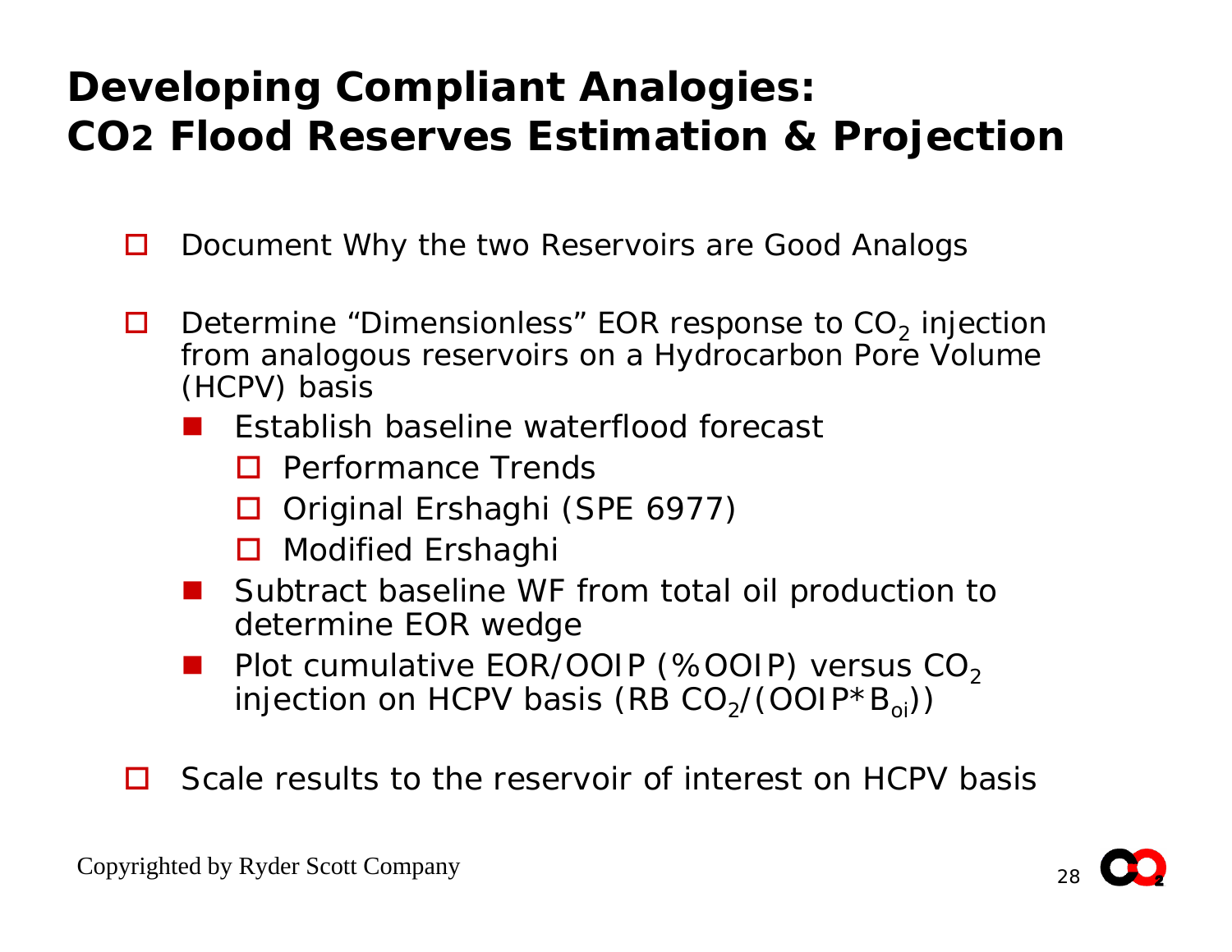# Developing Compliant Analogies: $CO_2$ Flood Reserves Estimation & Projection

- Document Why the two Reservoirs are Good Analogs
- Determine "Dimensionless" EOR response to $CO_2$ injection from analogous reservoirs on a Hydrocarbon Pore Volume (HCPV) basis
  - Establish baseline waterflood forecast
    - Performance Trends
    - Original Ershaghi (SPE 6977)
    - Modified Ershaghi
  - Subtract baseline WF from total oil production to determine EOR wedge
  - Plot cumulative EOR/OOIP (%OOIP) versus $CO_2$ injection on HCPV basis (RB $CO_2$/(OOIP*$B_{oi}$))
- Scale results to the reservoir of interest on HCPV basis

Copyrighted by Ryder Scott Company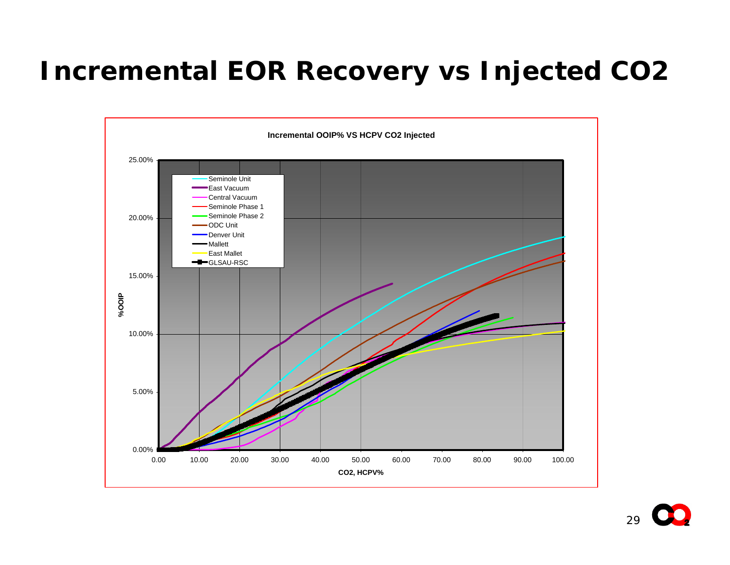# Incremental EOR Recovery vs Injected $CO_2$

**Incremental OOIP% VS HCPV CO2 Injected**

Legend: Seminole Unit, East Vacuum, Central Vacuum, Seminole Phase 1, Seminole Phase 2, ODC Unit, Denver Unit, Mallett, East Mallet, GLSAU-RSC

Y-axis: %OOIP (0.00% – 25.00%)

X-axis: CO2, HCPV% (0.00 – 100.00)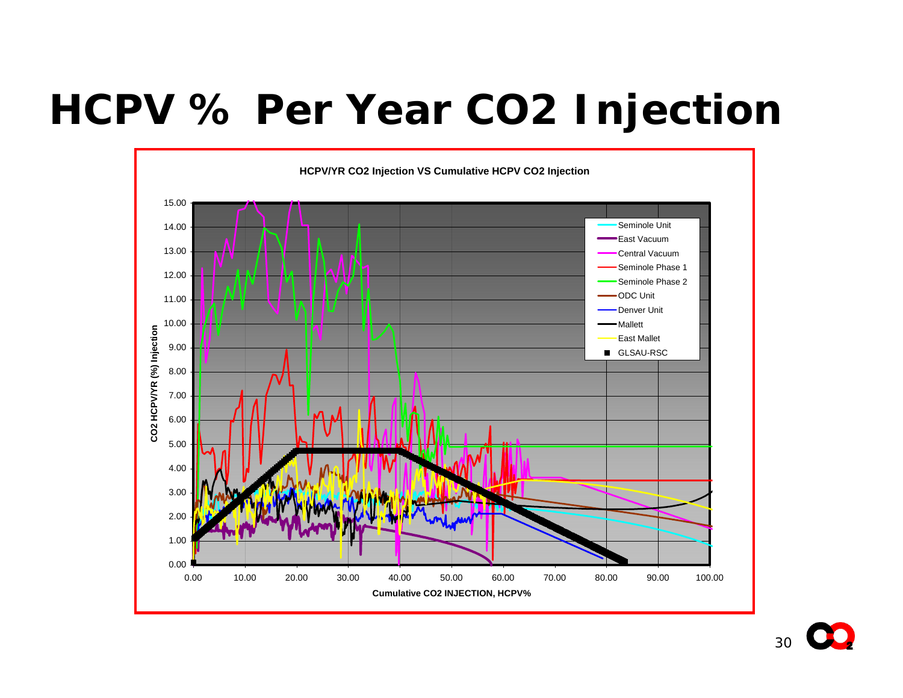# HCPV % Per Year CO2 Injection

**HCPV/YR CO2 Injection VS Cumulative HCPV CO2 Injection**

Y-axis: CO2 HCPV/YR (%) Injection (0.00 – 15.00)

X-axis: Cumulative CO2 INJECTION, HCPV% (0.00 – 100.00)

Legend:
- Seminole Unit
- East Vacuum
- Central Vacuum
- Seminole Phase 1
- Seminole Phase 2
- ODC Unit
- Denver Unit
- Mallett
- East Mallet
- GLSAU-RSC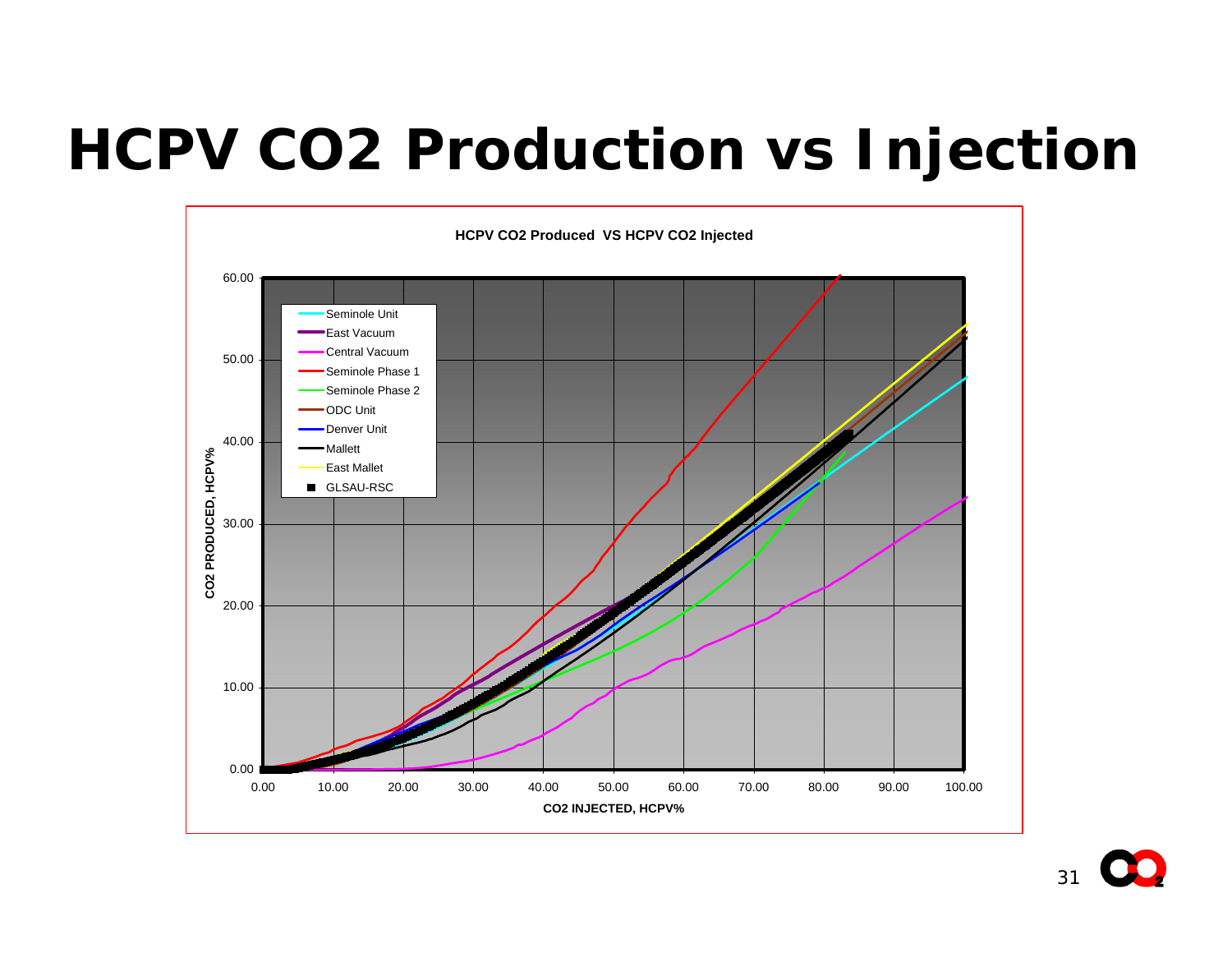# HCPV CO2 Production vs Injection

**HCPV CO2 Produced VS HCPV CO2 Injected**

Legend: Seminole Unit, East Vacuum, Central Vacuum, Seminole Phase 1, Seminole Phase 2, ODC Unit, Denver Unit, Mallett, East Mallet, GLSAU-RSC

Y-axis: CO2 PRODUCED, HCPV% (0.00 – 60.00)

X-axis: CO2 INJECTED, HCPV% (0.00 – 100.00)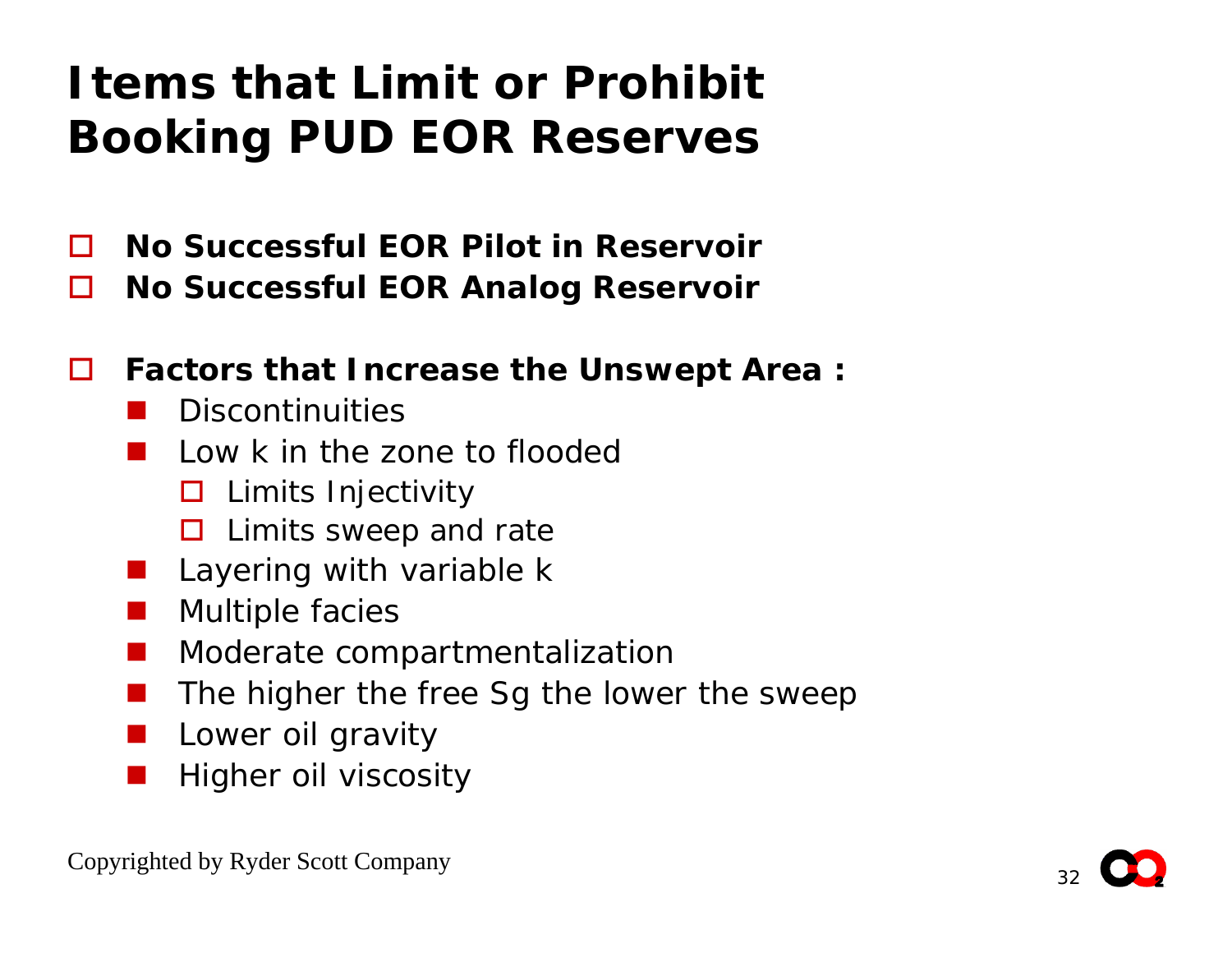# Items that Limit or Prohibit Booking PUD EOR Reserves

- **No Successful EOR Pilot in Reservoir**
- **No Successful EOR Analog Reservoir**

- **Factors that Increase the Unswept Area :**
  - Discontinuities
  - Low k in the zone to flooded
    - Limits Injectivity
    - Limits sweep and rate
  - Layering with variable k
  - Multiple facies
  - Moderate compartmentalization
  - The higher the free Sg the lower the sweep
  - Lower oil gravity
  - Higher oil viscosity

Copyrighted by Ryder Scott Company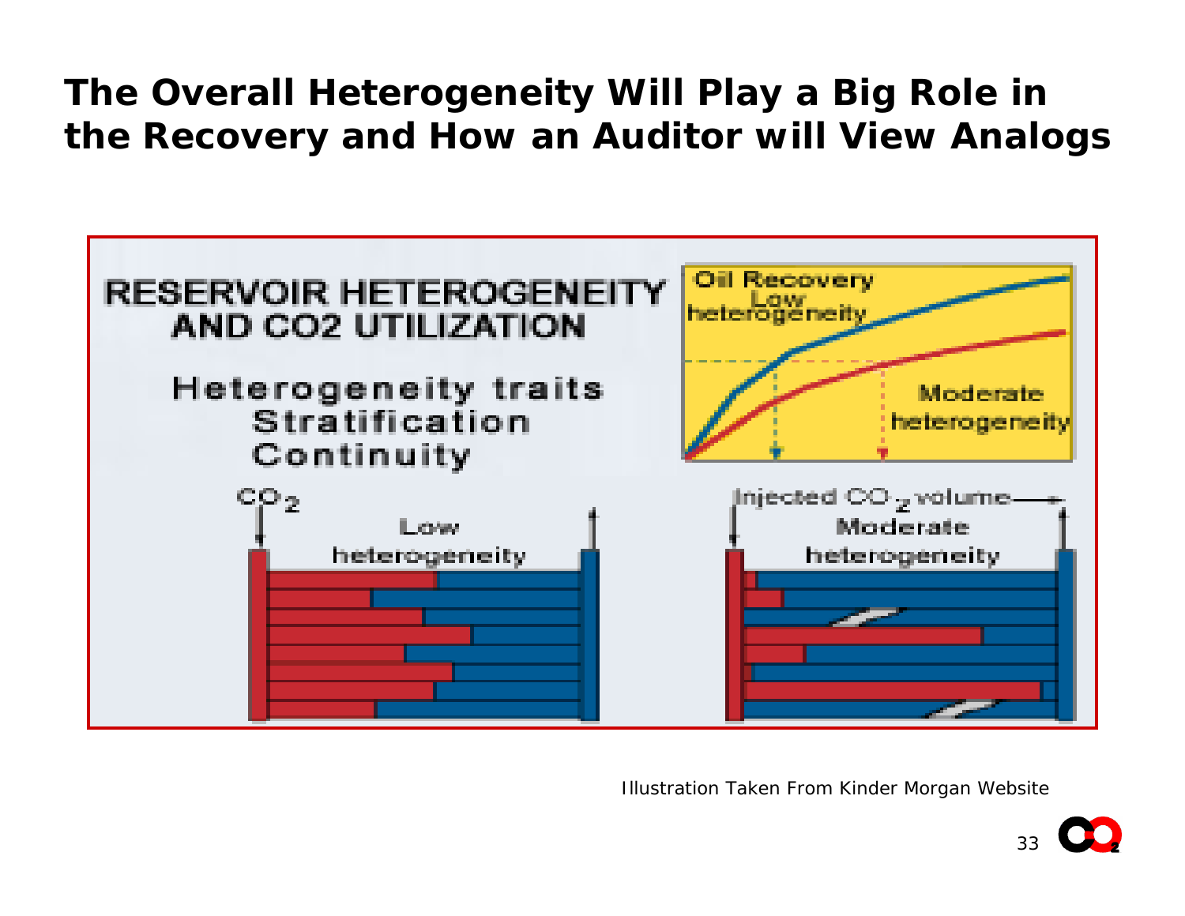# The Overall Heterogeneity Will Play a Big Role in the Recovery and How an Auditor will View Analogs

RESERVOIR HETEROGENEITY AND CO2 UTILIZATION

Heterogeneity traits
Stratification
Continuity

Oil Recovery

Low heterogeneity

Moderate heterogeneity

$CO_2$

Injected $CO_2$ volume

Low heterogeneity

Moderate heterogeneity

Illustration Taken From Kinder Morgan Website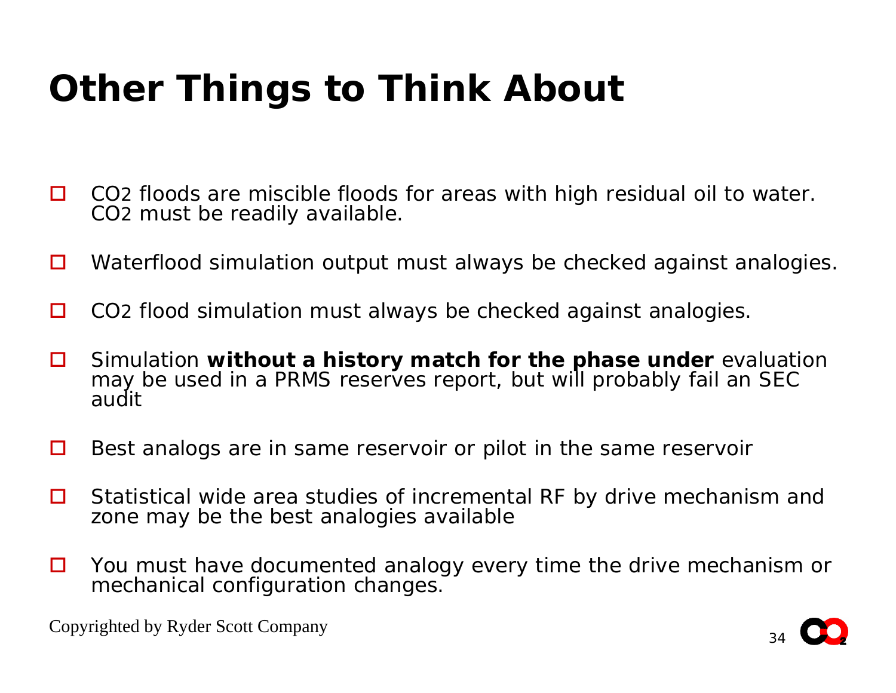# Other Things to Think About

- $CO_2$ floods are miscible floods for areas with high residual oil to water. $CO_2$ must be readily available.
- Waterflood simulation output must always be checked against analogies.
- $CO_2$ flood simulation must always be checked against analogies.
- Simulation **without a history match for the phase under** evaluation may be used in a PRMS reserves report, but will probably fail an SEC audit
- Best analogs are in same reservoir or pilot in the same reservoir
- Statistical wide area studies of incremental RF by drive mechanism and zone may be the best analogies available
- You must have documented analogy every time the drive mechanism or mechanical configuration changes.

Copyrighted by Ryder Scott Company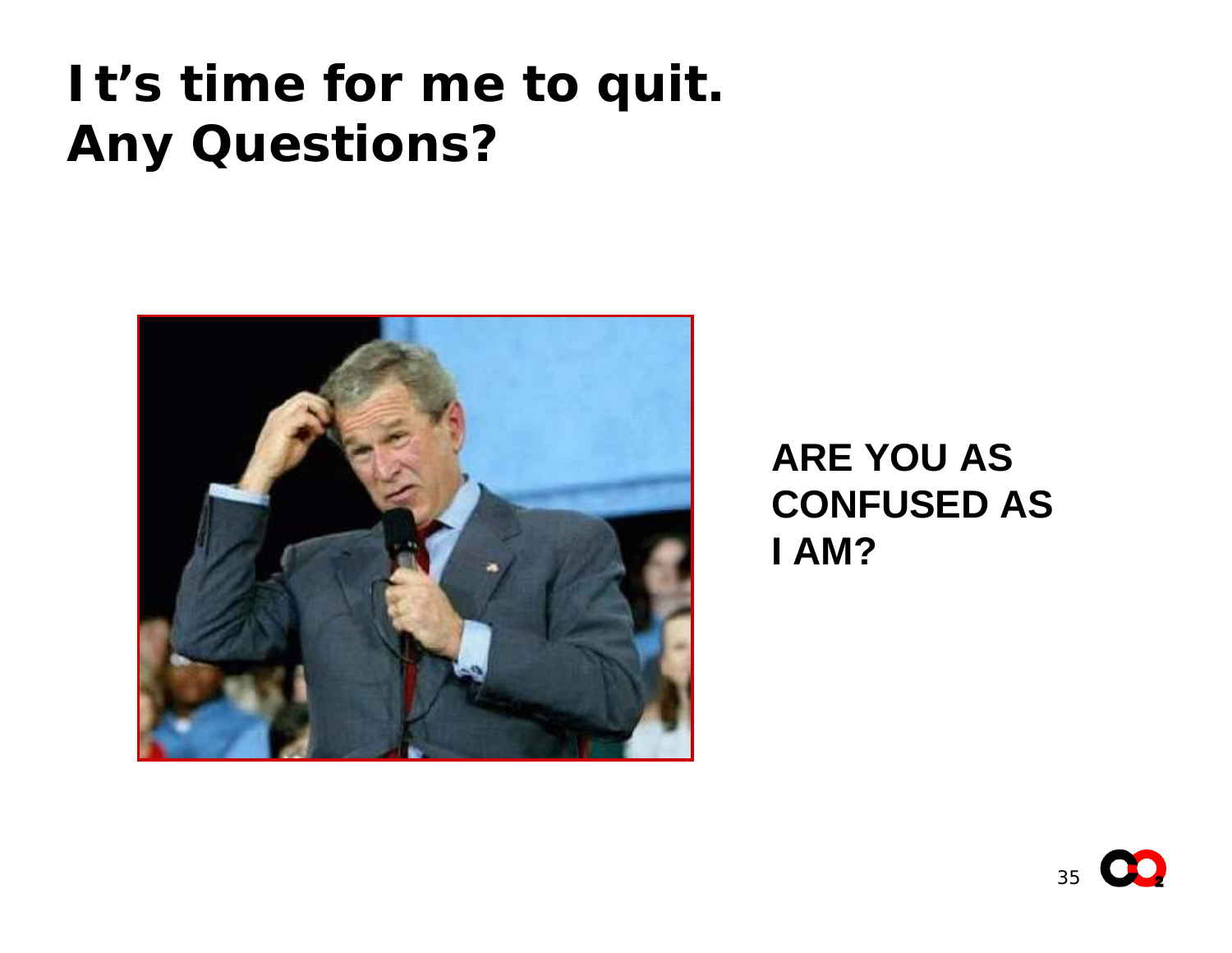# It's time for me to quit. Any Questions?

**ARE YOU AS CONFUSED AS I AM?**